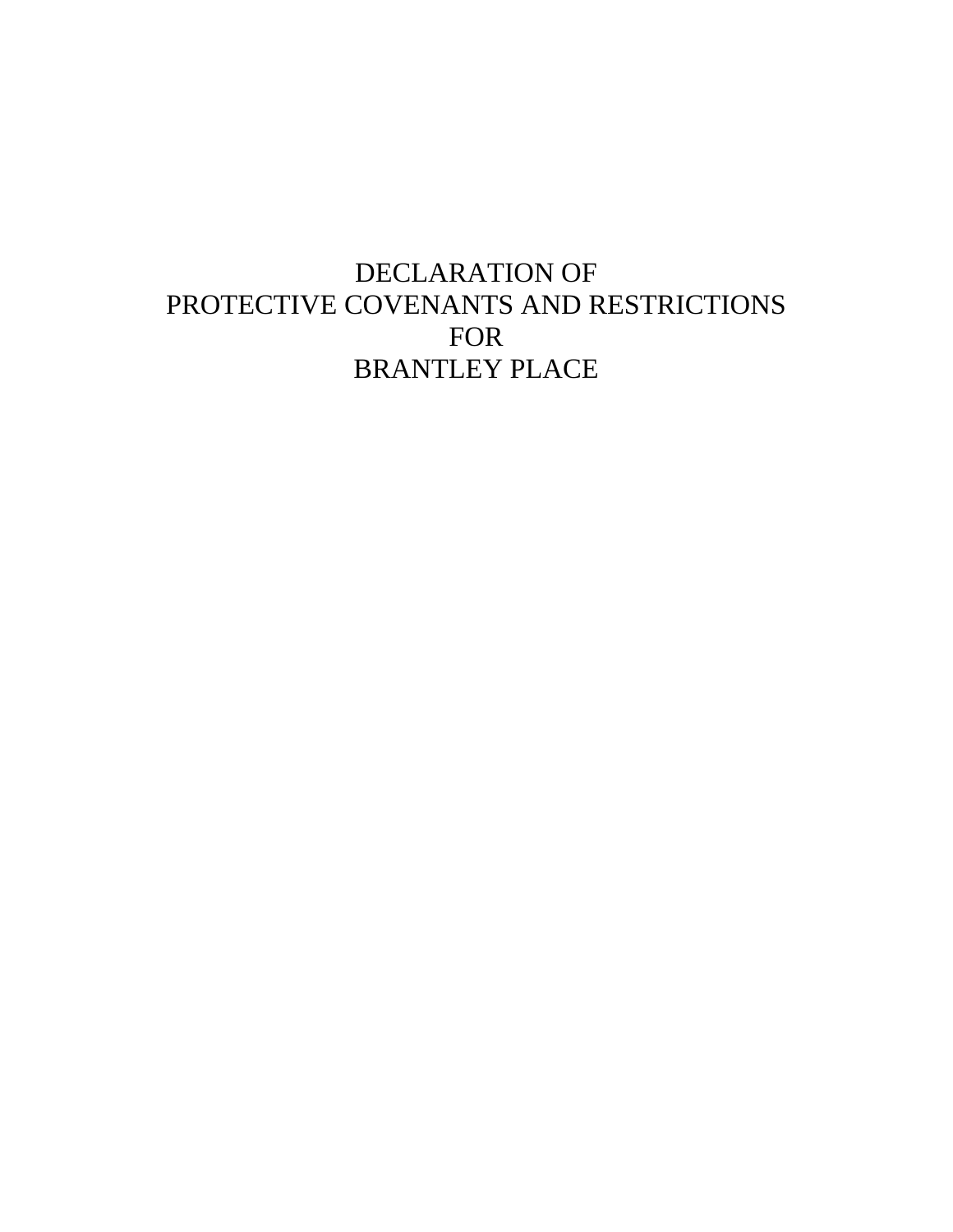# DECLARATION OF
# PROTECTIVE COVENANTS AND RESTRICTIONS
# FOR
# BRANTLEY PLACE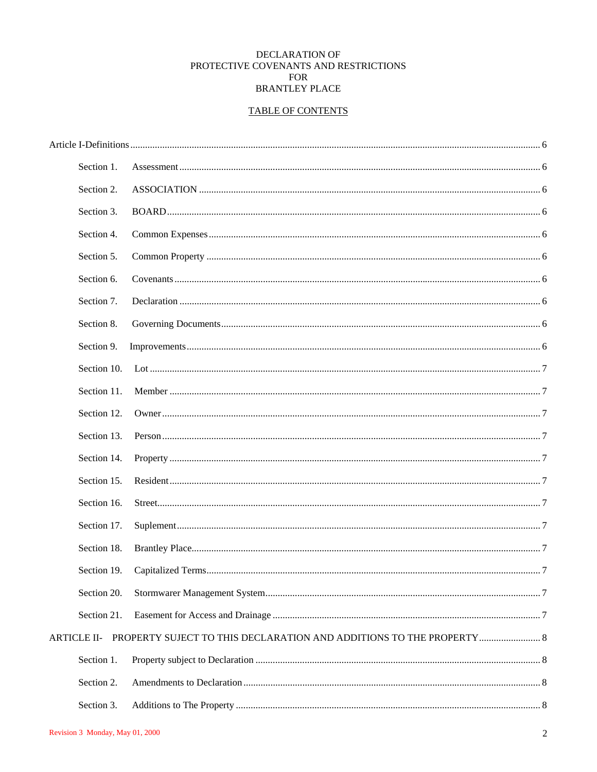DECLARATION OF
PROTECTIVE COVENANTS AND RESTRICTIONS
FOR
BRANTLEY PLACE

TABLE OF CONTENTS

Article I-Definitions ........................................................................................................ 6

Section 1. Assessment ........................................................................................................ 6

Section 2. ASSOCIATION ........................................................................................................ 6

Section 3. BOARD ........................................................................................................ 6

Section 4. Common Expenses ........................................................................................................ 6

Section 5. Common Property ........................................................................................................ 6

Section 6. Covenants ........................................................................................................ 6

Section 7. Declaration ........................................................................................................ 6

Section 8. Governing Documents ........................................................................................................ 6

Section 9. Improvements ........................................................................................................ 6

Section 10. Lot ........................................................................................................ 7

Section 11. Member ........................................................................................................ 7

Section 12. Owner ........................................................................................................ 7

Section 13. Person ........................................................................................................ 7

Section 14. Property ........................................................................................................ 7

Section 15. Resident ........................................................................................................ 7

Section 16. Street ........................................................................................................ 7

Section 17. Suplement ........................................................................................................ 7

Section 18. Brantley Place ........................................................................................................ 7

Section 19. Capitalized Terms ........................................................................................................ 7

Section 20. Stormwarer Management System ........................................................................................................ 7

Section 21. Easement for Access and Drainage ........................................................................................................ 7

ARTICLE II- PROPERTY SUJECT TO THIS DECLARATION AND ADDITIONS TO THE PROPERTY ........................ 8

Section 1. Property subject to Declaration ........................................................................................................ 8

Section 2. Amendments to Declaration ........................................................................................................ 8

Section 3. Additions to The Property ........................................................................................................ 8

Revision 3 Monday, May 01, 2000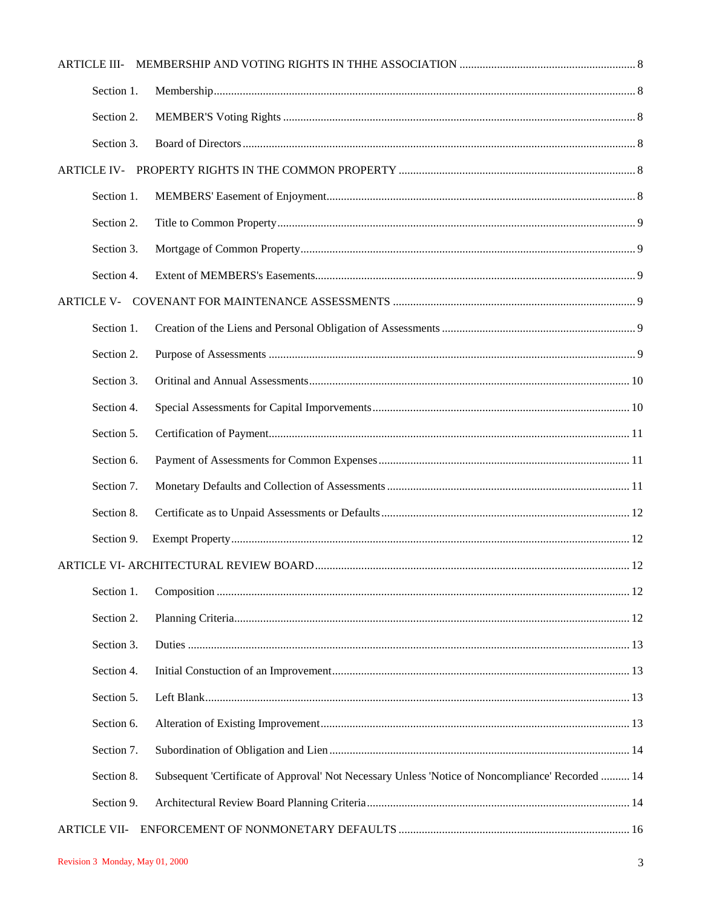ARTICLE III- MEMBERSHIP AND VOTING RIGHTS IN THHE ASSOCIATION ............................................................ 8

Section 1. Membership................................................................................................................................ 8

Section 2. MEMBER'S Voting Rights ........................................................................................................ 8

Section 3. Board of Directors ..................................................................................................................... 8

ARTICLE IV- PROPERTY RIGHTS IN THE COMMON PROPERTY ................................................................. 8

Section 1. MEMBERS' Easement of Enjoyment......................................................................................... 8

Section 2. Title to Common Property.......................................................................................................... 9

Section 3. Mortgage of Common Property.................................................................................................. 9

Section 4. Extent of MEMBERS's Easements............................................................................................. 9

ARTICLE V- COVENANT FOR MAINTENANCE ASSESSMENTS ................................................................... 9

Section 1. Creation of the Liens and Personal Obligation of Assessments .................................................. 9

Section 2. Purpose of Assessments ............................................................................................................. 9

Section 3. Oritinal and Annual Assessments............................................................................................. 10

Section 4. Special Assessments for Capital Imporvements........................................................................ 10

Section 5. Certification of Payment.......................................................................................................... 11

Section 6. Payment of Assessments for Common Expenses...................................................................... 11

Section 7. Monetary Defaults and Collection of Assessments ................................................................... 11

Section 8. Certificate as to Unpaid Assessments or Defaults..................................................................... 12

Section 9. Exempt Property........................................................................................................................ 12

ARTICLE VI- ARCHITECTURAL REVIEW BOARD............................................................................................ 12

Section 1. Composition ............................................................................................................................. 12

Section 2. Planning Criteria....................................................................................................................... 12

Section 3. Duties ...................................................................................................................................... 13

Section 4. Initial Constuction of an Improvement...................................................................................... 13

Section 5. Left Blank................................................................................................................................. 13

Section 6. Alteration of Existing Improvement.......................................................................................... 13

Section 7. Subordination of Obligation and Lien ....................................................................................... 14

Section 8. Subsequent 'Certificate of Approval' Not Necessary Unless 'Notice of Noncompliance' Recorded .......... 14

Section 9. Architectural Review Board Planning Criteria.......................................................................... 14

ARTICLE VII- ENFORCEMENT OF NONMONETARY DEFAULTS ............................................................... 16

Revision 3 Monday, May 01, 2000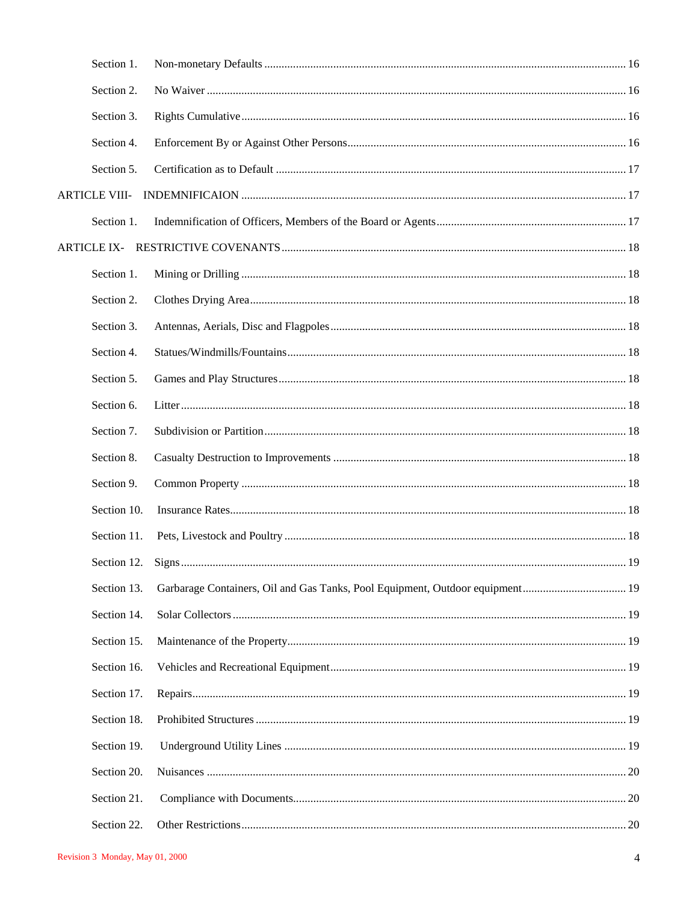Section 1. Non-monetary Defaults ........................................................................................................ 16

Section 2. No Waiver ........................................................................................................................ 16

Section 3. Rights Cumulative ............................................................................................................ 16

Section 4. Enforcement By or Against Other Persons ....................................................................... 16

Section 5. Certification as to Default ................................................................................................ 17

ARTICLE VIII- INDEMNIFICAION ........................................................................................................ 17

Section 1. Indemnification of Officers, Members of the Board or Agents ......................................... 17

ARTICLE IX- RESTRICTIVE COVENANTS ........................................................................................ 18

Section 1. Mining or Drilling ............................................................................................................ 18

Section 2. Clothes Drying Area ......................................................................................................... 18

Section 3. Antennas, Aerials, Disc and Flagpoles ............................................................................. 18

Section 4. Statues/Windmills/Fountains ............................................................................................ 18

Section 5. Games and Play Structures ............................................................................................... 18

Section 6. Litter ................................................................................................................................ 18

Section 7. Subdivision or Partition .................................................................................................... 18

Section 8. Casualty Destruction to Improvements ............................................................................ 18

Section 9. Common Property ............................................................................................................ 18

Section 10. Insurance Rates ................................................................................................................ 18

Section 11. Pets, Livestock and Poultry ............................................................................................. 18

Section 12. Signs ................................................................................................................................ 19

Section 13. Garbarage Containers, Oil and Gas Tanks, Pool Equipment, Outdoor equipment ............ 19

Section 14. Solar Collectors ............................................................................................................... 19

Section 15. Maintenance of the Property ............................................................................................ 19

Section 16. Vehicles and Recreational Equipment ............................................................................. 19

Section 17. Repairs ............................................................................................................................. 19

Section 18. Prohibited Structures ....................................................................................................... 19

Section 19. Underground Utility Lines .............................................................................................. 19

Section 20. Nuisances ........................................................................................................................ 20

Section 21. Compliance with Documents .......................................................................................... 20

Section 22. Other Restrictions ............................................................................................................ 20

Revision 3 Monday, May 01, 2000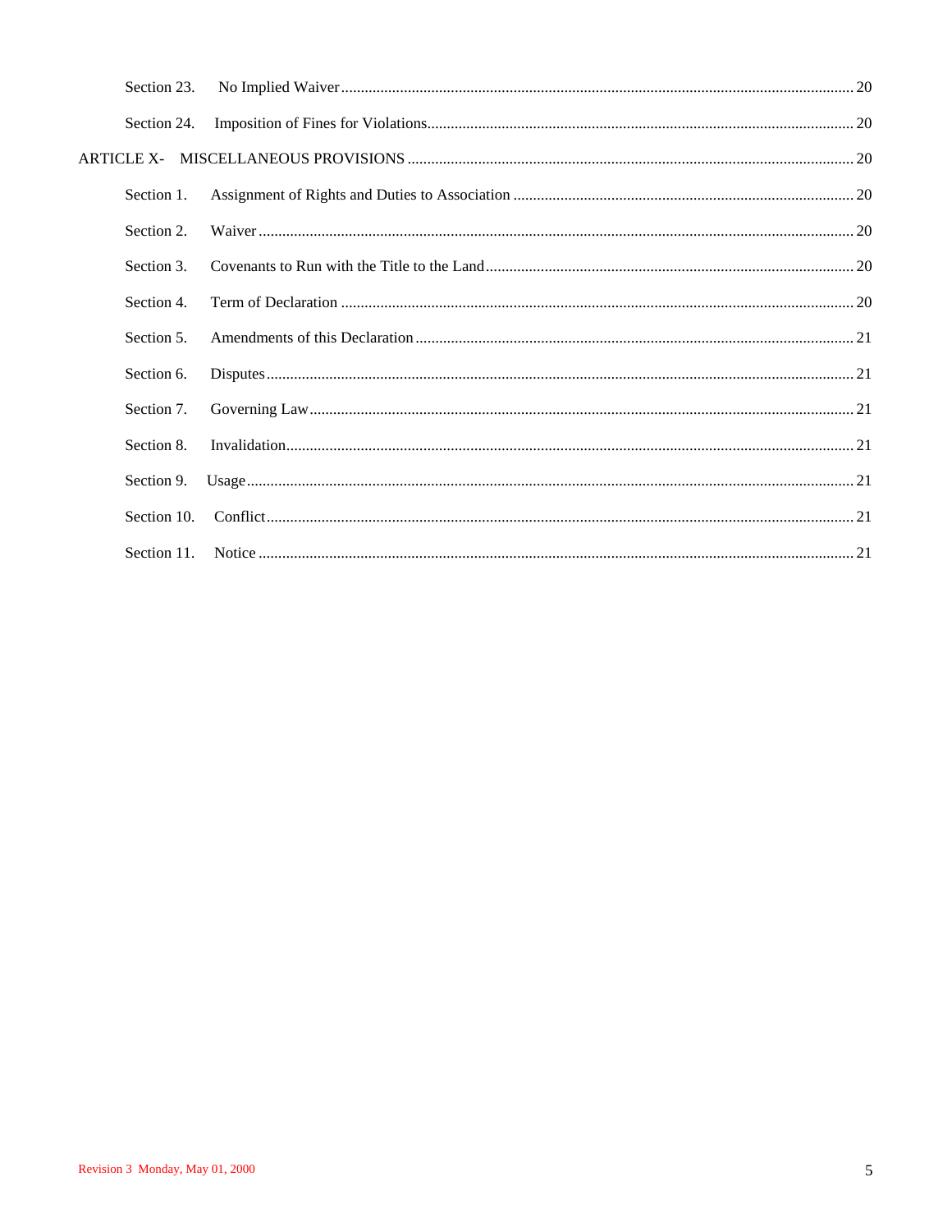Section 23. No Implied Waiver .......... 20

Section 24. Imposition of Fines for Violations .......... 20

ARTICLE X- MISCELLANEOUS PROVISIONS .......... 20

Section 1. Assignment of Rights and Duties to Association .......... 20

Section 2. Waiver .......... 20

Section 3. Covenants to Run with the Title to the Land .......... 20

Section 4. Term of Declaration .......... 20

Section 5. Amendments of this Declaration .......... 21

Section 6. Disputes .......... 21

Section 7. Governing Law .......... 21

Section 8. Invalidation .......... 21

Section 9. Usage .......... 21

Section 10. Conflict .......... 21

Section 11. Notice .......... 21

Revision 3 Monday, May 01, 2000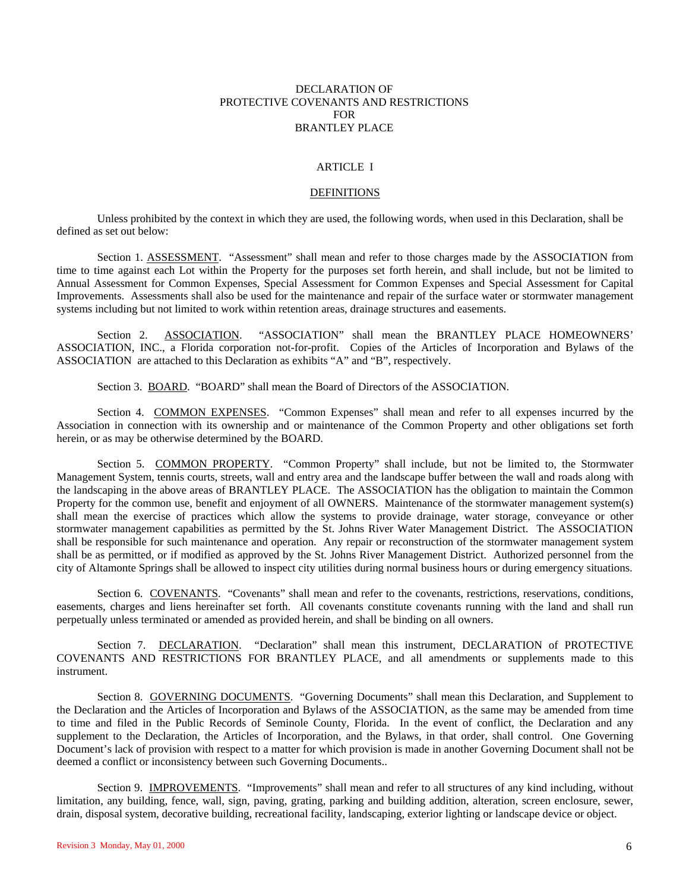# DECLARATION OF PROTECTIVE COVENANTS AND RESTRICTIONS FOR BRANTLEY PLACE

## ARTICLE I

## DEFINITIONS

Unless prohibited by the context in which they are used, the following words, when used in this Declaration, shall be defined as set out below:

Section 1. ASSESSMENT. "Assessment" shall mean and refer to those charges made by the ASSOCIATION from time to time against each Lot within the Property for the purposes set forth herein, and shall include, but not be limited to Annual Assessment for Common Expenses, Special Assessment for Common Expenses and Special Assessment for Capital Improvements. Assessments shall also be used for the maintenance and repair of the surface water or stormwater management systems including but not limited to work within retention areas, drainage structures and easements.

Section 2. ASSOCIATION. "ASSOCIATION" shall mean the BRANTLEY PLACE HOMEOWNERS' ASSOCIATION, INC., a Florida corporation not-for-profit. Copies of the Articles of Incorporation and Bylaws of the ASSOCIATION are attached to this Declaration as exhibits "A" and "B", respectively.

Section 3. BOARD. "BOARD" shall mean the Board of Directors of the ASSOCIATION.

Section 4. COMMON EXPENSES. "Common Expenses" shall mean and refer to all expenses incurred by the Association in connection with its ownership and or maintenance of the Common Property and other obligations set forth herein, or as may be otherwise determined by the BOARD.

Section 5. COMMON PROPERTY. "Common Property" shall include, but not be limited to, the Stormwater Management System, tennis courts, streets, wall and entry area and the landscape buffer between the wall and roads along with the landscaping in the above areas of BRANTLEY PLACE. The ASSOCIATION has the obligation to maintain the Common Property for the common use, benefit and enjoyment of all OWNERS. Maintenance of the stormwater management system(s) shall mean the exercise of practices which allow the systems to provide drainage, water storage, conveyance or other stormwater management capabilities as permitted by the St. Johns River Water Management District. The ASSOCIATION shall be responsible for such maintenance and operation. Any repair or reconstruction of the stormwater management system shall be as permitted, or if modified as approved by the St. Johns River Management District. Authorized personnel from the city of Altamonte Springs shall be allowed to inspect city utilities during normal business hours or during emergency situations.

Section 6. COVENANTS. "Covenants" shall mean and refer to the covenants, restrictions, reservations, conditions, easements, charges and liens hereinafter set forth. All covenants constitute covenants running with the land and shall run perpetually unless terminated or amended as provided herein, and shall be binding on all owners.

Section 7. DECLARATION. "Declaration" shall mean this instrument, DECLARATION of PROTECTIVE COVENANTS AND RESTRICTIONS FOR BRANTLEY PLACE, and all amendments or supplements made to this instrument.

Section 8. GOVERNING DOCUMENTS. "Governing Documents" shall mean this Declaration, and Supplement to the Declaration and the Articles of Incorporation and Bylaws of the ASSOCIATION, as the same may be amended from time to time and filed in the Public Records of Seminole County, Florida. In the event of conflict, the Declaration and any supplement to the Declaration, the Articles of Incorporation, and the Bylaws, in that order, shall control. One Governing Document's lack of provision with respect to a matter for which provision is made in another Governing Document shall not be deemed a conflict or inconsistency between such Governing Documents..

Section 9. IMPROVEMENTS. "Improvements" shall mean and refer to all structures of any kind including, without limitation, any building, fence, wall, sign, paving, grating, parking and building addition, alteration, screen enclosure, sewer, drain, disposal system, decorative building, recreational facility, landscaping, exterior lighting or landscape device or object.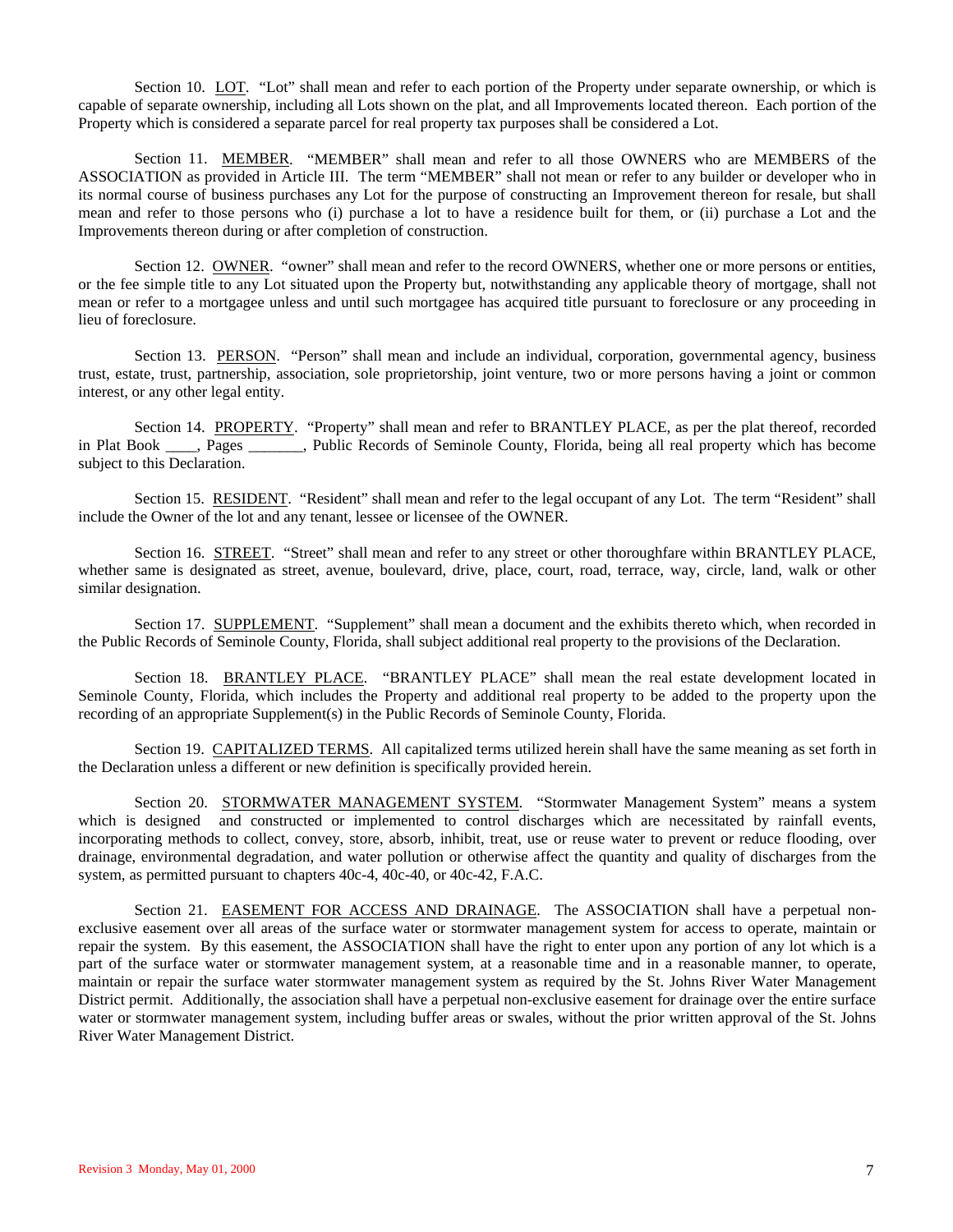Section 10. LOT. "Lot" shall mean and refer to each portion of the Property under separate ownership, or which is capable of separate ownership, including all Lots shown on the plat, and all Improvements located thereon. Each portion of the Property which is considered a separate parcel for real property tax purposes shall be considered a Lot.

Section 11. MEMBER. "MEMBER" shall mean and refer to all those OWNERS who are MEMBERS of the ASSOCIATION as provided in Article III. The term "MEMBER" shall not mean or refer to any builder or developer who in its normal course of business purchases any Lot for the purpose of constructing an Improvement thereon for resale, but shall mean and refer to those persons who (i) purchase a lot to have a residence built for them, or (ii) purchase a Lot and the Improvements thereon during or after completion of construction.

Section 12. OWNER. "owner" shall mean and refer to the record OWNERS, whether one or more persons or entities, or the fee simple title to any Lot situated upon the Property but, notwithstanding any applicable theory of mortgage, shall not mean or refer to a mortgagee unless and until such mortgagee has acquired title pursuant to foreclosure or any proceeding in lieu of foreclosure.

Section 13. PERSON. "Person" shall mean and include an individual, corporation, governmental agency, business trust, estate, trust, partnership, association, sole proprietorship, joint venture, two or more persons having a joint or common interest, or any other legal entity.

Section 14. PROPERTY. "Property" shall mean and refer to BRANTLEY PLACE, as per the plat thereof, recorded in Plat Book ____, Pages _______, Public Records of Seminole County, Florida, being all real property which has become subject to this Declaration.

Section 15. RESIDENT. "Resident" shall mean and refer to the legal occupant of any Lot. The term "Resident" shall include the Owner of the lot and any tenant, lessee or licensee of the OWNER.

Section 16. STREET. "Street" shall mean and refer to any street or other thoroughfare within BRANTLEY PLACE, whether same is designated as street, avenue, boulevard, drive, place, court, road, terrace, way, circle, land, walk or other similar designation.

Section 17. SUPPLEMENT. "Supplement" shall mean a document and the exhibits thereto which, when recorded in the Public Records of Seminole County, Florida, shall subject additional real property to the provisions of the Declaration.

Section 18. BRANTLEY PLACE. "BRANTLEY PLACE" shall mean the real estate development located in Seminole County, Florida, which includes the Property and additional real property to be added to the property upon the recording of an appropriate Supplement(s) in the Public Records of Seminole County, Florida.

Section 19. CAPITALIZED TERMS. All capitalized terms utilized herein shall have the same meaning as set forth in the Declaration unless a different or new definition is specifically provided herein.

Section 20. STORMWATER MANAGEMENT SYSTEM. "Stormwater Management System" means a system which is designed and constructed or implemented to control discharges which are necessitated by rainfall events, incorporating methods to collect, convey, store, absorb, inhibit, treat, use or reuse water to prevent or reduce flooding, over drainage, environmental degradation, and water pollution or otherwise affect the quantity and quality of discharges from the system, as permitted pursuant to chapters 40c-4, 40c-40, or 40c-42, F.A.C.

Section 21. EASEMENT FOR ACCESS AND DRAINAGE. The ASSOCIATION shall have a perpetual non-exclusive easement over all areas of the surface water or stormwater management system for access to operate, maintain or repair the system. By this easement, the ASSOCIATION shall have the right to enter upon any portion of any lot which is a part of the surface water or stormwater management system, at a reasonable time and in a reasonable manner, to operate, maintain or repair the surface water stormwater management system as required by the St. Johns River Water Management District permit. Additionally, the association shall have a perpetual non-exclusive easement for drainage over the entire surface water or stormwater management system, including buffer areas or swales, without the prior written approval of the St. Johns River Water Management District.

Revision 3 Monday, May 01, 2000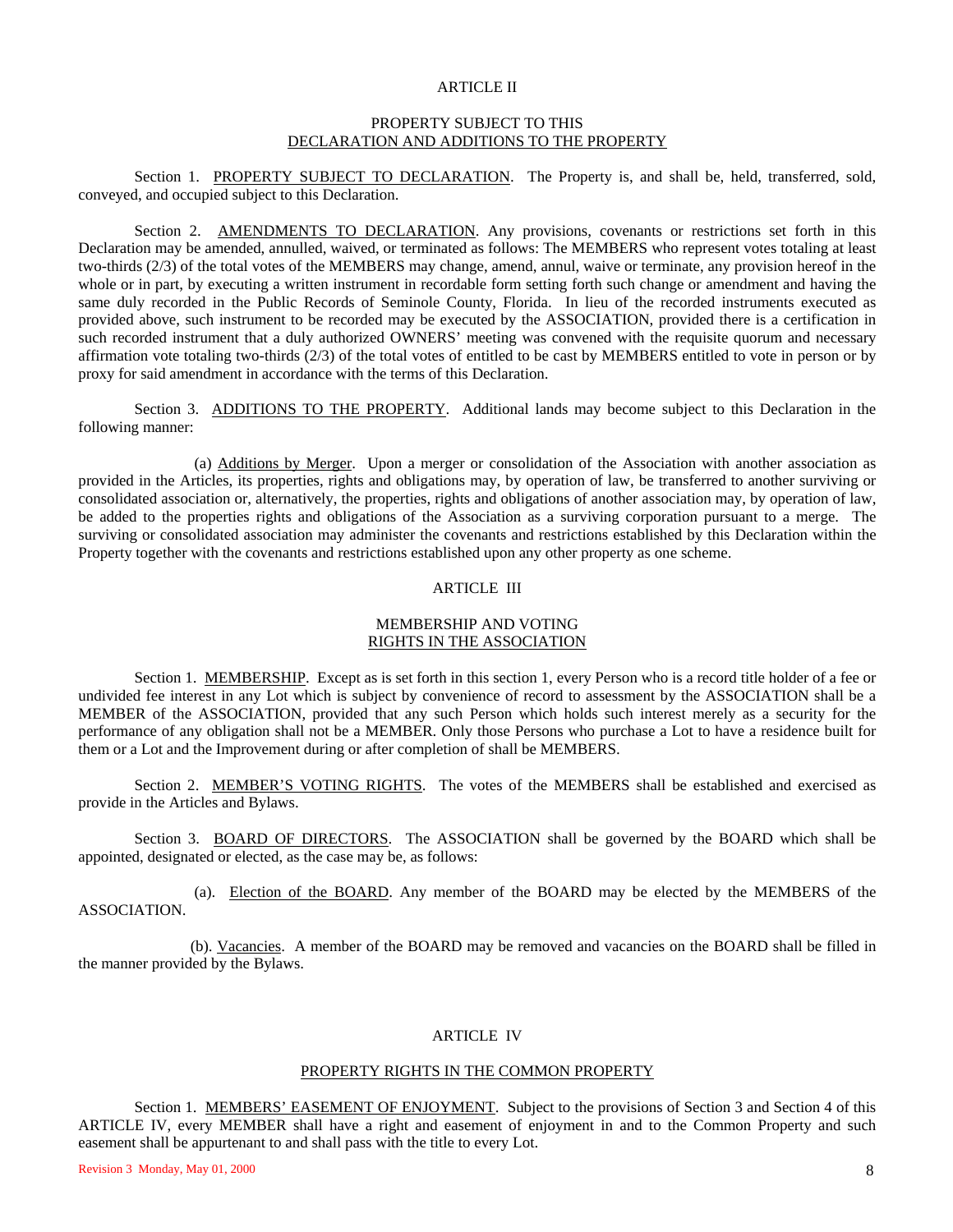## ARTICLE II

## PROPERTY SUBJECT TO THIS DECLARATION AND ADDITIONS TO THE PROPERTY

Section 1. PROPERTY SUBJECT TO DECLARATION. The Property is, and shall be, held, transferred, sold, conveyed, and occupied subject to this Declaration.

Section 2. AMENDMENTS TO DECLARATION. Any provisions, covenants or restrictions set forth in this Declaration may be amended, annulled, waived, or terminated as follows: The MEMBERS who represent votes totaling at least two-thirds (2/3) of the total votes of the MEMBERS may change, amend, annul, waive or terminate, any provision hereof in the whole or in part, by executing a written instrument in recordable form setting forth such change or amendment and having the same duly recorded in the Public Records of Seminole County, Florida. In lieu of the recorded instruments executed as provided above, such instrument to be recorded may be executed by the ASSOCIATION, provided there is a certification in such recorded instrument that a duly authorized OWNERS' meeting was convened with the requisite quorum and necessary affirmation vote totaling two-thirds (2/3) of the total votes of entitled to be cast by MEMBERS entitled to vote in person or by proxy for said amendment in accordance with the terms of this Declaration.

Section 3. ADDITIONS TO THE PROPERTY. Additional lands may become subject to this Declaration in the following manner:

(a) Additions by Merger. Upon a merger or consolidation of the Association with another association as provided in the Articles, its properties, rights and obligations may, by operation of law, be transferred to another surviving or consolidated association or, alternatively, the properties, rights and obligations of another association may, by operation of law, be added to the properties rights and obligations of the Association as a surviving corporation pursuant to a merge. The surviving or consolidated association may administer the covenants and restrictions established by this Declaration within the Property together with the covenants and restrictions established upon any other property as one scheme.

## ARTICLE III

## MEMBERSHIP AND VOTING RIGHTS IN THE ASSOCIATION

Section 1. MEMBERSHIP. Except as is set forth in this section 1, every Person who is a record title holder of a fee or undivided fee interest in any Lot which is subject by convenience of record to assessment by the ASSOCIATION shall be a MEMBER of the ASSOCIATION, provided that any such Person which holds such interest merely as a security for the performance of any obligation shall not be a MEMBER. Only those Persons who purchase a Lot to have a residence built for them or a Lot and the Improvement during or after completion of shall be MEMBERS.

Section 2. MEMBER'S VOTING RIGHTS. The votes of the MEMBERS shall be established and exercised as provide in the Articles and Bylaws.

Section 3. BOARD OF DIRECTORS. The ASSOCIATION shall be governed by the BOARD which shall be appointed, designated or elected, as the case may be, as follows:

(a). Election of the BOARD. Any member of the BOARD may be elected by the MEMBERS of the ASSOCIATION.

(b). Vacancies. A member of the BOARD may be removed and vacancies on the BOARD shall be filled in the manner provided by the Bylaws.

## ARTICLE IV

## PROPERTY RIGHTS IN THE COMMON PROPERTY

Section 1. MEMBERS' EASEMENT OF ENJOYMENT. Subject to the provisions of Section 3 and Section 4 of this ARTICLE IV, every MEMBER shall have a right and easement of enjoyment in and to the Common Property and such easement shall be appurtenant to and shall pass with the title to every Lot.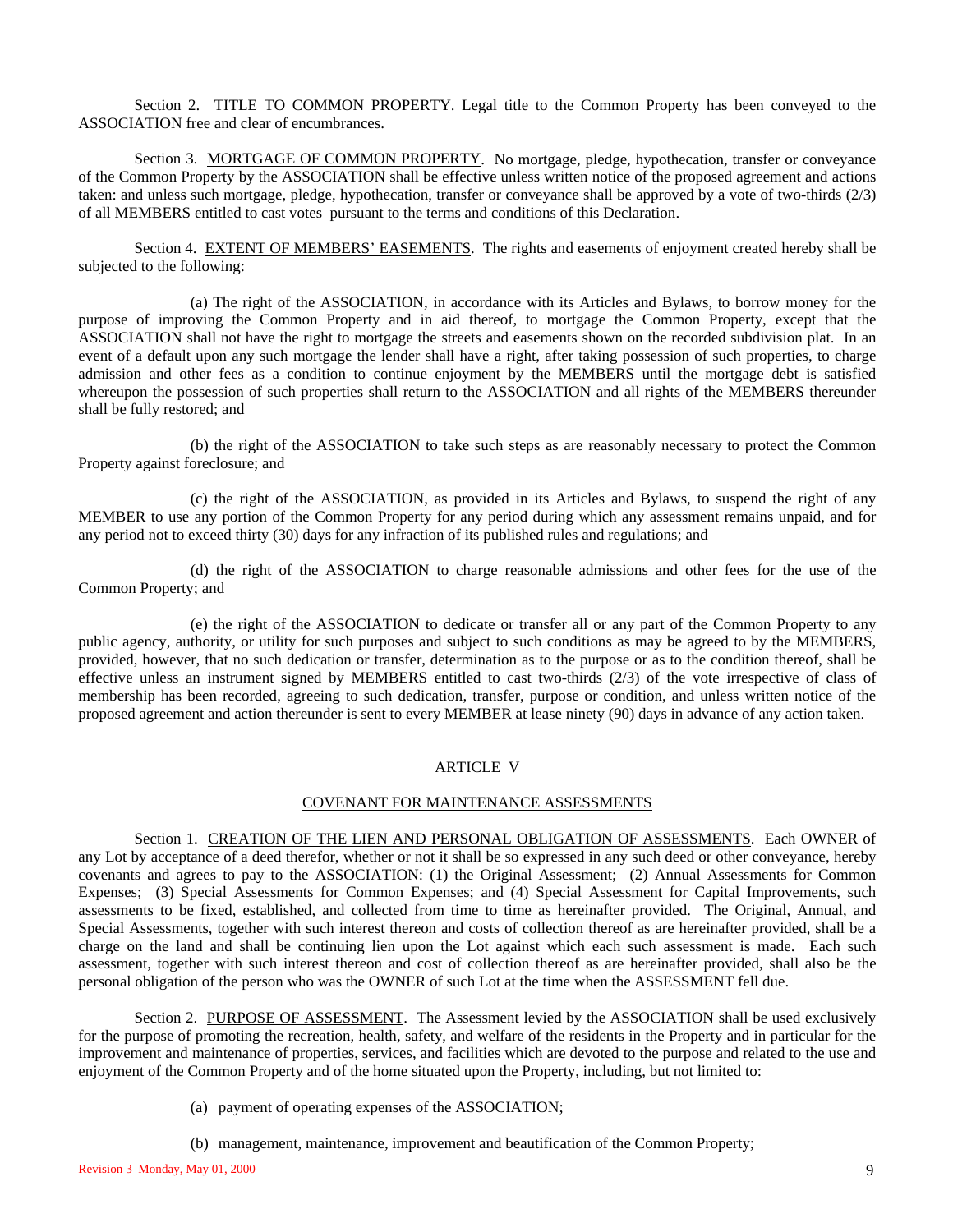Section 2. <u>TITLE TO COMMON PROPERTY</u>. Legal title to the Common Property has been conveyed to the ASSOCIATION free and clear of encumbrances.

Section 3. <u>MORTGAGE OF COMMON PROPERTY</u>. No mortgage, pledge, hypothecation, transfer or conveyance of the Common Property by the ASSOCIATION shall be effective unless written notice of the proposed agreement and actions taken: and unless such mortgage, pledge, hypothecation, transfer or conveyance shall be approved by a vote of two-thirds (2/3) of all MEMBERS entitled to cast votes pursuant to the terms and conditions of this Declaration.

Section 4. <u>EXTENT OF MEMBERS' EASEMENTS</u>. The rights and easements of enjoyment created hereby shall be subjected to the following:

(a) The right of the ASSOCIATION, in accordance with its Articles and Bylaws, to borrow money for the purpose of improving the Common Property and in aid thereof, to mortgage the Common Property, except that the ASSOCIATION shall not have the right to mortgage the streets and easements shown on the recorded subdivision plat. In an event of a default upon any such mortgage the lender shall have a right, after taking possession of such properties, to charge admission and other fees as a condition to continue enjoyment by the MEMBERS until the mortgage debt is satisfied whereupon the possession of such properties shall return to the ASSOCIATION and all rights of the MEMBERS thereunder shall be fully restored; and

(b) the right of the ASSOCIATION to take such steps as are reasonably necessary to protect the Common Property against foreclosure; and

(c) the right of the ASSOCIATION, as provided in its Articles and Bylaws, to suspend the right of any MEMBER to use any portion of the Common Property for any period during which any assessment remains unpaid, and for any period not to exceed thirty (30) days for any infraction of its published rules and regulations; and

(d) the right of the ASSOCIATION to charge reasonable admissions and other fees for the use of the Common Property; and

(e) the right of the ASSOCIATION to dedicate or transfer all or any part of the Common Property to any public agency, authority, or utility for such purposes and subject to such conditions as may be agreed to by the MEMBERS, provided, however, that no such dedication or transfer, determination as to the purpose or as to the condition thereof, shall be effective unless an instrument signed by MEMBERS entitled to cast two-thirds (2/3) of the vote irrespective of class of membership has been recorded, agreeing to such dedication, transfer, purpose or condition, and unless written notice of the proposed agreement and action thereunder is sent to every MEMBER at lease ninety (90) days in advance of any action taken.

## ARTICLE V

## <u>COVENANT FOR MAINTENANCE ASSESSMENTS</u>

Section 1. <u>CREATION OF THE LIEN AND PERSONAL OBLIGATION OF ASSESSMENTS</u>. Each OWNER of any Lot by acceptance of a deed therefor, whether or not it shall be so expressed in any such deed or other conveyance, hereby covenants and agrees to pay to the ASSOCIATION: (1) the Original Assessment; (2) Annual Assessments for Common Expenses; (3) Special Assessments for Common Expenses; and (4) Special Assessment for Capital Improvements, such assessments to be fixed, established, and collected from time to time as hereinafter provided. The Original, Annual, and Special Assessments, together with such interest thereon and costs of collection thereof as are hereinafter provided, shall be a charge on the land and shall be continuing lien upon the Lot against which each such assessment is made. Each such assessment, together with such interest thereon and cost of collection thereof as are hereinafter provided, shall also be the personal obligation of the person who was the OWNER of such Lot at the time when the ASSESSMENT fell due.

Section 2. <u>PURPOSE OF ASSESSMENT</u>. The Assessment levied by the ASSOCIATION shall be used exclusively for the purpose of promoting the recreation, health, safety, and welfare of the residents in the Property and in particular for the improvement and maintenance of properties, services, and facilities which are devoted to the purpose and related to the use and enjoyment of the Common Property and of the home situated upon the Property, including, but not limited to:

(a) payment of operating expenses of the ASSOCIATION;

(b) management, maintenance, improvement and beautification of the Common Property;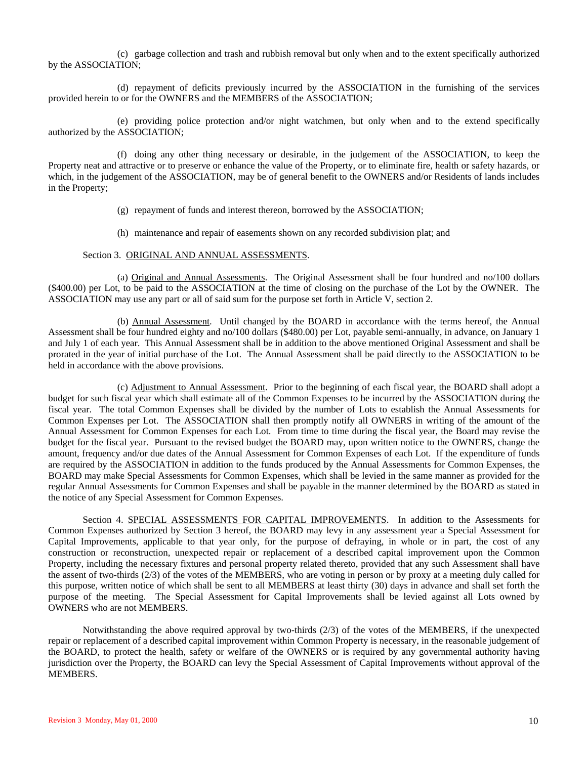(c) garbage collection and trash and rubbish removal but only when and to the extent specifically authorized by the ASSOCIATION;

(d) repayment of deficits previously incurred by the ASSOCIATION in the furnishing of the services provided herein to or for the OWNERS and the MEMBERS of the ASSOCIATION;

(e) providing police protection and/or night watchmen, but only when and to the extend specifically authorized by the ASSOCIATION;

(f) doing any other thing necessary or desirable, in the judgement of the ASSOCIATION, to keep the Property neat and attractive or to preserve or enhance the value of the Property, or to eliminate fire, health or safety hazards, or which, in the judgement of the ASSOCIATION, may be of general benefit to the OWNERS and/or Residents of lands includes in the Property;

(g) repayment of funds and interest thereon, borrowed by the ASSOCIATION;

(h) maintenance and repair of easements shown on any recorded subdivision plat; and

Section 3. <u>ORIGINAL AND ANNUAL ASSESSMENTS</u>.

(a) <u>Original and Annual Assessments</u>. The Original Assessment shall be four hundred and no/100 dollars ($400.00) per Lot, to be paid to the ASSOCIATION at the time of closing on the purchase of the Lot by the OWNER. The ASSOCIATION may use any part or all of said sum for the purpose set forth in Article V, section 2.

(b) <u>Annual Assessment</u>. Until changed by the BOARD in accordance with the terms hereof, the Annual Assessment shall be four hundred eighty and no/100 dollars ($480.00) per Lot, payable semi-annually, in advance, on January 1 and July 1 of each year. This Annual Assessment shall be in addition to the above mentioned Original Assessment and shall be prorated in the year of initial purchase of the Lot. The Annual Assessment shall be paid directly to the ASSOCIATION to be held in accordance with the above provisions.

(c) <u>Adjustment to Annual Assessment</u>. Prior to the beginning of each fiscal year, the BOARD shall adopt a budget for such fiscal year which shall estimate all of the Common Expenses to be incurred by the ASSOCIATION during the fiscal year. The total Common Expenses shall be divided by the number of Lots to establish the Annual Assessments for Common Expenses per Lot. The ASSOCIATION shall then promptly notify all OWNERS in writing of the amount of the Annual Assessment for Common Expenses for each Lot. From time to time during the fiscal year, the Board may revise the budget for the fiscal year. Pursuant to the revised budget the BOARD may, upon written notice to the OWNERS, change the amount, frequency and/or due dates of the Annual Assessment for Common Expenses of each Lot. If the expenditure of funds are required by the ASSOCIATION in addition to the funds produced by the Annual Assessments for Common Expenses, the BOARD may make Special Assessments for Common Expenses, which shall be levied in the same manner as provided for the regular Annual Assessments for Common Expenses and shall be payable in the manner determined by the BOARD as stated in the notice of any Special Assessment for Common Expenses.

Section 4. <u>SPECIAL ASSESSMENTS FOR CAPITAL IMPROVEMENTS</u>. In addition to the Assessments for Common Expenses authorized by Section 3 hereof, the BOARD may levy in any assessment year a Special Assessment for Capital Improvements, applicable to that year only, for the purpose of defraying, in whole or in part, the cost of any construction or reconstruction, unexpected repair or replacement of a described capital improvement upon the Common Property, including the necessary fixtures and personal property related thereto, provided that any such Assessment shall have the assent of two-thirds (2/3) of the votes of the MEMBERS, who are voting in person or by proxy at a meeting duly called for this purpose, written notice of which shall be sent to all MEMBERS at least thirty (30) days in advance and shall set forth the purpose of the meeting. The Special Assessment for Capital Improvements shall be levied against all Lots owned by OWNERS who are not MEMBERS.

Notwithstanding the above required approval by two-thirds (2/3) of the votes of the MEMBERS, if the unexpected repair or replacement of a described capital improvement within Common Property is necessary, in the reasonable judgement of the BOARD, to protect the health, safety or welfare of the OWNERS or is required by any governmental authority having jurisdiction over the Property, the BOARD can levy the Special Assessment of Capital Improvements without approval of the MEMBERS.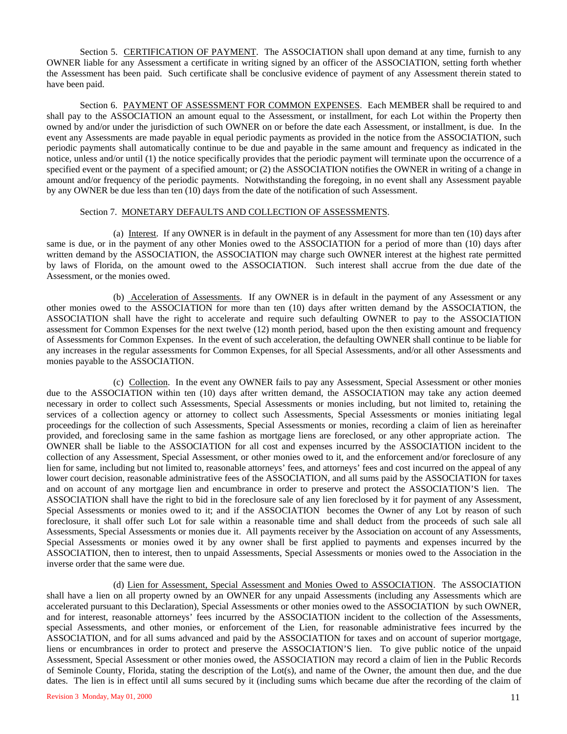Section 5. CERTIFICATION OF PAYMENT. The ASSOCIATION shall upon demand at any time, furnish to any OWNER liable for any Assessment a certificate in writing signed by an officer of the ASSOCIATION, setting forth whether the Assessment has been paid. Such certificate shall be conclusive evidence of payment of any Assessment therein stated to have been paid.

Section 6. PAYMENT OF ASSESSMENT FOR COMMON EXPENSES. Each MEMBER shall be required to and shall pay to the ASSOCIATION an amount equal to the Assessment, or installment, for each Lot within the Property then owned by and/or under the jurisdiction of such OWNER on or before the date each Assessment, or installment, is due. In the event any Assessments are made payable in equal periodic payments as provided in the notice from the ASSOCIATION, such periodic payments shall automatically continue to be due and payable in the same amount and frequency as indicated in the notice, unless and/or until (1) the notice specifically provides that the periodic payment will terminate upon the occurrence of a specified event or the payment of a specified amount; or (2) the ASSOCIATION notifies the OWNER in writing of a change in amount and/or frequency of the periodic payments. Notwithstanding the foregoing, in no event shall any Assessment payable by any OWNER be due less than ten (10) days from the date of the notification of such Assessment.

Section 7. MONETARY DEFAULTS AND COLLECTION OF ASSESSMENTS.

(a) Interest. If any OWNER is in default in the payment of any Assessment for more than ten (10) days after same is due, or in the payment of any other Monies owed to the ASSOCIATION for a period of more than (10) days after written demand by the ASSOCIATION, the ASSOCIATION may charge such OWNER interest at the highest rate permitted by laws of Florida, on the amount owed to the ASSOCIATION. Such interest shall accrue from the due date of the Assessment, or the monies owed.

(b) Acceleration of Assessments. If any OWNER is in default in the payment of any Assessment or any other monies owed to the ASSOCIATION for more than ten (10) days after written demand by the ASSOCIATION, the ASSOCIATION shall have the right to accelerate and require such defaulting OWNER to pay to the ASSOCIATION assessment for Common Expenses for the next twelve (12) month period, based upon the then existing amount and frequency of Assessments for Common Expenses. In the event of such acceleration, the defaulting OWNER shall continue to be liable for any increases in the regular assessments for Common Expenses, for all Special Assessments, and/or all other Assessments and monies payable to the ASSOCIATION.

(c) Collection. In the event any OWNER fails to pay any Assessment, Special Assessment or other monies due to the ASSOCIATION within ten (10) days after written demand, the ASSOCIATION may take any action deemed necessary in order to collect such Assessments, Special Assessments or monies including, but not limited to, retaining the services of a collection agency or attorney to collect such Assessments, Special Assessments or monies initiating legal proceedings for the collection of such Assessments, Special Assessments or monies, recording a claim of lien as hereinafter provided, and foreclosing same in the same fashion as mortgage liens are foreclosed, or any other appropriate action. The OWNER shall be liable to the ASSOCIATION for all cost and expenses incurred by the ASSOCIATION incident to the collection of any Assessment, Special Assessment, or other monies owed to it, and the enforcement and/or foreclosure of any lien for same, including but not limited to, reasonable attorneys' fees, and attorneys' fees and cost incurred on the appeal of any lower court decision, reasonable administrative fees of the ASSOCIATION, and all sums paid by the ASSOCIATION for taxes and on account of any mortgage lien and encumbrance in order to preserve and protect the ASSOCIATION'S lien. The ASSOCIATION shall have the right to bid in the foreclosure sale of any lien foreclosed by it for payment of any Assessment, Special Assessments or monies owed to it; and if the ASSOCIATION becomes the Owner of any Lot by reason of such foreclosure, it shall offer such Lot for sale within a reasonable time and shall deduct from the proceeds of such sale all Assessments, Special Assessments or monies due it. All payments receiver by the Association on account of any Assessments, Special Assessments or monies owed it by any owner shall be first applied to payments and expenses incurred by the ASSOCIATION, then to interest, then to unpaid Assessments, Special Assessments or monies owed to the Association in the inverse order that the same were due.

(d) Lien for Assessment, Special Assessment and Monies Owed to ASSOCIATION. The ASSOCIATION shall have a lien on all property owned by an OWNER for any unpaid Assessments (including any Assessments which are accelerated pursuant to this Declaration), Special Assessments or other monies owed to the ASSOCIATION by such OWNER, and for interest, reasonable attorneys' fees incurred by the ASSOCIATION incident to the collection of the Assessments, special Assessments, and other monies, or enforcement of the Lien, for reasonable administrative fees incurred by the ASSOCIATION, and for all sums advanced and paid by the ASSOCIATION for taxes and on account of superior mortgage, liens or encumbrances in order to protect and preserve the ASSOCIATION'S lien. To give public notice of the unpaid Assessment, Special Assessment or other monies owed, the ASSOCIATION may record a claim of lien in the Public Records of Seminole County, Florida, stating the description of the Lot(s), and name of the Owner, the amount then due, and the due dates. The lien is in effect until all sums secured by it (including sums which became due after the recording of the claim of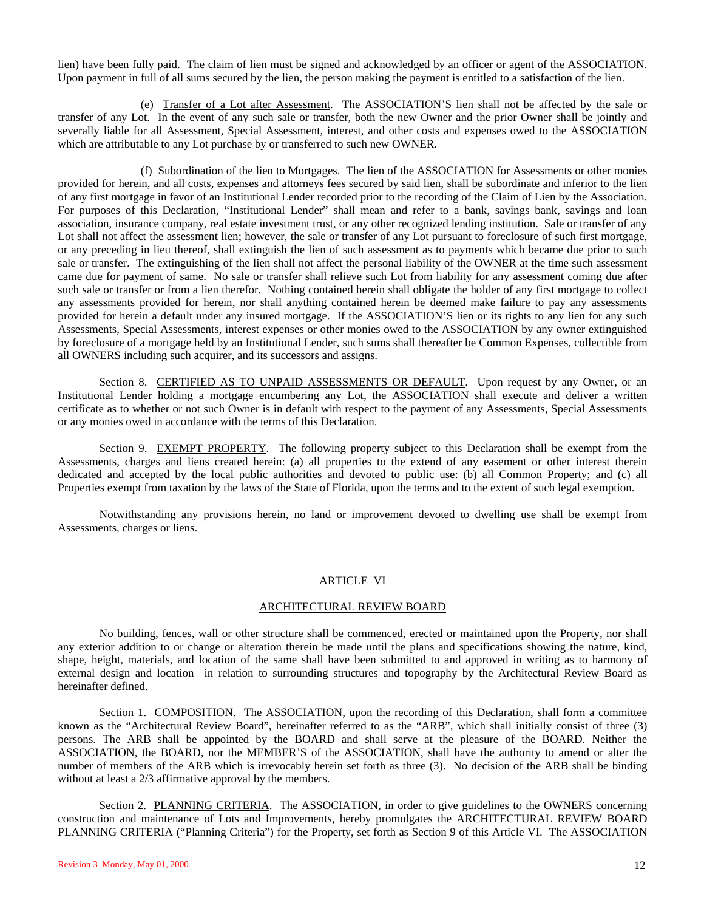lien) have been fully paid. The claim of lien must be signed and acknowledged by an officer or agent of the ASSOCIATION. Upon payment in full of all sums secured by the lien, the person making the payment is entitled to a satisfaction of the lien.

(e) Transfer of a Lot after Assessment. The ASSOCIATION'S lien shall not be affected by the sale or transfer of any Lot. In the event of any such sale or transfer, both the new Owner and the prior Owner shall be jointly and severally liable for all Assessment, Special Assessment, interest, and other costs and expenses owed to the ASSOCIATION which are attributable to any Lot purchase by or transferred to such new OWNER.

(f) Subordination of the lien to Mortgages. The lien of the ASSOCIATION for Assessments or other monies provided for herein, and all costs, expenses and attorneys fees secured by said lien, shall be subordinate and inferior to the lien of any first mortgage in favor of an Institutional Lender recorded prior to the recording of the Claim of Lien by the Association. For purposes of this Declaration, "Institutional Lender" shall mean and refer to a bank, savings bank, savings and loan association, insurance company, real estate investment trust, or any other recognized lending institution. Sale or transfer of any Lot shall not affect the assessment lien; however, the sale or transfer of any Lot pursuant to foreclosure of such first mortgage, or any preceding in lieu thereof, shall extinguish the lien of such assessment as to payments which became due prior to such sale or transfer. The extinguishing of the lien shall not affect the personal liability of the OWNER at the time such assessment came due for payment of same. No sale or transfer shall relieve such Lot from liability for any assessment coming due after such sale or transfer or from a lien therefor. Nothing contained herein shall obligate the holder of any first mortgage to collect any assessments provided for herein, nor shall anything contained herein be deemed make failure to pay any assessments provided for herein a default under any insured mortgage. If the ASSOCIATION'S lien or its rights to any lien for any such Assessments, Special Assessments, interest expenses or other monies owed to the ASSOCIATION by any owner extinguished by foreclosure of a mortgage held by an Institutional Lender, such sums shall thereafter be Common Expenses, collectible from all OWNERS including such acquirer, and its successors and assigns.

Section 8. CERTIFIED AS TO UNPAID ASSESSMENTS OR DEFAULT. Upon request by any Owner, or an Institutional Lender holding a mortgage encumbering any Lot, the ASSOCIATION shall execute and deliver a written certificate as to whether or not such Owner is in default with respect to the payment of any Assessments, Special Assessments or any monies owed in accordance with the terms of this Declaration.

Section 9. EXEMPT PROPERTY. The following property subject to this Declaration shall be exempt from the Assessments, charges and liens created herein: (a) all properties to the extend of any easement or other interest therein dedicated and accepted by the local public authorities and devoted to public use: (b) all Common Property; and (c) all Properties exempt from taxation by the laws of the State of Florida, upon the terms and to the extent of such legal exemption.

Notwithstanding any provisions herein, no land or improvement devoted to dwelling use shall be exempt from Assessments, charges or liens.

## ARTICLE VI

## ARCHITECTURAL REVIEW BOARD

No building, fences, wall or other structure shall be commenced, erected or maintained upon the Property, nor shall any exterior addition to or change or alteration therein be made until the plans and specifications showing the nature, kind, shape, height, materials, and location of the same shall have been submitted to and approved in writing as to harmony of external design and location in relation to surrounding structures and topography by the Architectural Review Board as hereinafter defined.

Section 1. COMPOSITION. The ASSOCIATION, upon the recording of this Declaration, shall form a committee known as the "Architectural Review Board", hereinafter referred to as the "ARB", which shall initially consist of three (3) persons. The ARB shall be appointed by the BOARD and shall serve at the pleasure of the BOARD. Neither the ASSOCIATION, the BOARD, nor the MEMBER'S of the ASSOCIATION, shall have the authority to amend or alter the number of members of the ARB which is irrevocably herein set forth as three (3). No decision of the ARB shall be binding without at least a 2/3 affirmative approval by the members.

Section 2. PLANNING CRITERIA. The ASSOCIATION, in order to give guidelines to the OWNERS concerning construction and maintenance of Lots and Improvements, hereby promulgates the ARCHITECTURAL REVIEW BOARD PLANNING CRITERIA ("Planning Criteria") for the Property, set forth as Section 9 of this Article VI. The ASSOCIATION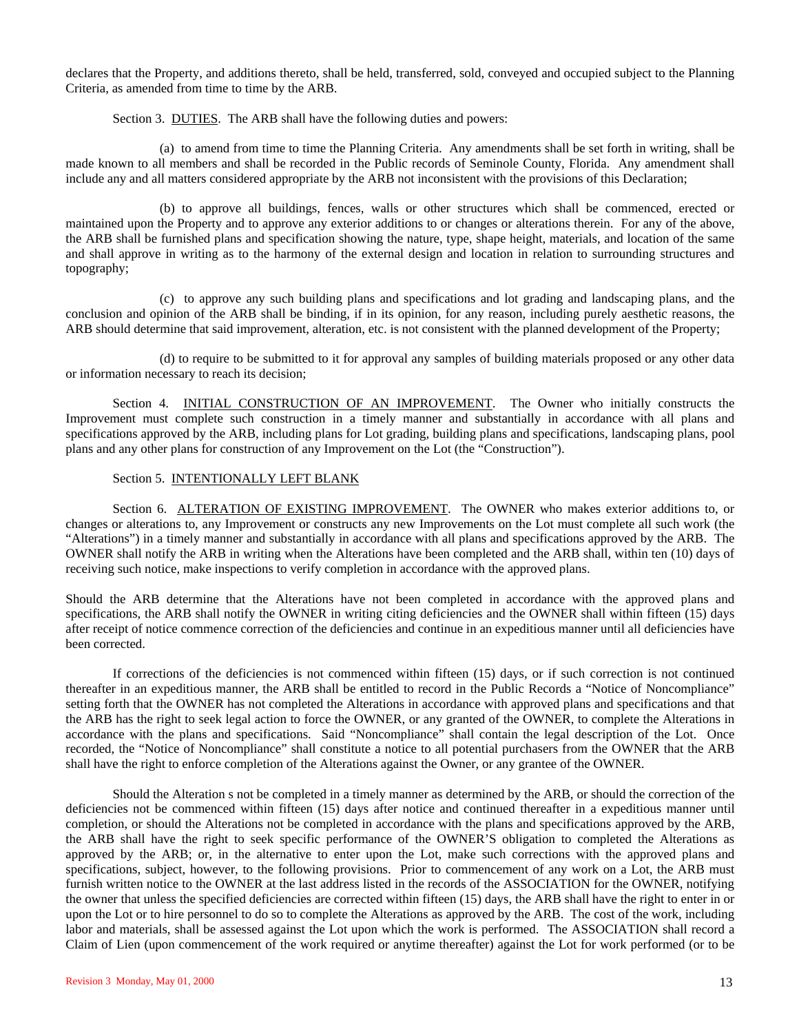declares that the Property, and additions thereto, shall be held, transferred, sold, conveyed and occupied subject to the Planning Criteria, as amended from time to time by the ARB.

Section 3. <u>DUTIES</u>. The ARB shall have the following duties and powers:

(a) to amend from time to time the Planning Criteria. Any amendments shall be set forth in writing, shall be made known to all members and shall be recorded in the Public records of Seminole County, Florida. Any amendment shall include any and all matters considered appropriate by the ARB not inconsistent with the provisions of this Declaration;

(b) to approve all buildings, fences, walls or other structures which shall be commenced, erected or maintained upon the Property and to approve any exterior additions to or changes or alterations therein. For any of the above, the ARB shall be furnished plans and specification showing the nature, type, shape height, materials, and location of the same and shall approve in writing as to the harmony of the external design and location in relation to surrounding structures and topography;

(c) to approve any such building plans and specifications and lot grading and landscaping plans, and the conclusion and opinion of the ARB shall be binding, if in its opinion, for any reason, including purely aesthetic reasons, the ARB should determine that said improvement, alteration, etc. is not consistent with the planned development of the Property;

(d) to require to be submitted to it for approval any samples of building materials proposed or any other data or information necessary to reach its decision;

Section 4. <u>INITIAL CONSTRUCTION OF AN IMPROVEMENT</u>. The Owner who initially constructs the Improvement must complete such construction in a timely manner and substantially in accordance with all plans and specifications approved by the ARB, including plans for Lot grading, building plans and specifications, landscaping plans, pool plans and any other plans for construction of any Improvement on the Lot (the "Construction").

Section 5. <u>INTENTIONALLY LEFT BLANK</u>

Section 6. <u>ALTERATION OF EXISTING IMPROVEMENT</u>. The OWNER who makes exterior additions to, or changes or alterations to, any Improvement or constructs any new Improvements on the Lot must complete all such work (the "Alterations") in a timely manner and substantially in accordance with all plans and specifications approved by the ARB. The OWNER shall notify the ARB in writing when the Alterations have been completed and the ARB shall, within ten (10) days of receiving such notice, make inspections to verify completion in accordance with the approved plans.

Should the ARB determine that the Alterations have not been completed in accordance with the approved plans and specifications, the ARB shall notify the OWNER in writing citing deficiencies and the OWNER shall within fifteen (15) days after receipt of notice commence correction of the deficiencies and continue in an expeditious manner until all deficiencies have been corrected.

If corrections of the deficiencies is not commenced within fifteen (15) days, or if such correction is not continued thereafter in an expeditious manner, the ARB shall be entitled to record in the Public Records a "Notice of Noncompliance" setting forth that the OWNER has not completed the Alterations in accordance with approved plans and specifications and that the ARB has the right to seek legal action to force the OWNER, or any granted of the OWNER, to complete the Alterations in accordance with the plans and specifications. Said "Noncompliance" shall contain the legal description of the Lot. Once recorded, the "Notice of Noncompliance" shall constitute a notice to all potential purchasers from the OWNER that the ARB shall have the right to enforce completion of the Alterations against the Owner, or any grantee of the OWNER.

Should the Alteration s not be completed in a timely manner as determined by the ARB, or should the correction of the deficiencies not be commenced within fifteen (15) days after notice and continued thereafter in a expeditious manner until completion, or should the Alterations not be completed in accordance with the plans and specifications approved by the ARB, the ARB shall have the right to seek specific performance of the OWNER'S obligation to completed the Alterations as approved by the ARB; or, in the alternative to enter upon the Lot, make such corrections with the approved plans and specifications, subject, however, to the following provisions. Prior to commencement of any work on a Lot, the ARB must furnish written notice to the OWNER at the last address listed in the records of the ASSOCIATION for the OWNER, notifying the owner that unless the specified deficiencies are corrected within fifteen (15) days, the ARB shall have the right to enter in or upon the Lot or to hire personnel to do so to complete the Alterations as approved by the ARB. The cost of the work, including labor and materials, shall be assessed against the Lot upon which the work is performed. The ASSOCIATION shall record a Claim of Lien (upon commencement of the work required or anytime thereafter) against the Lot for work performed (or to be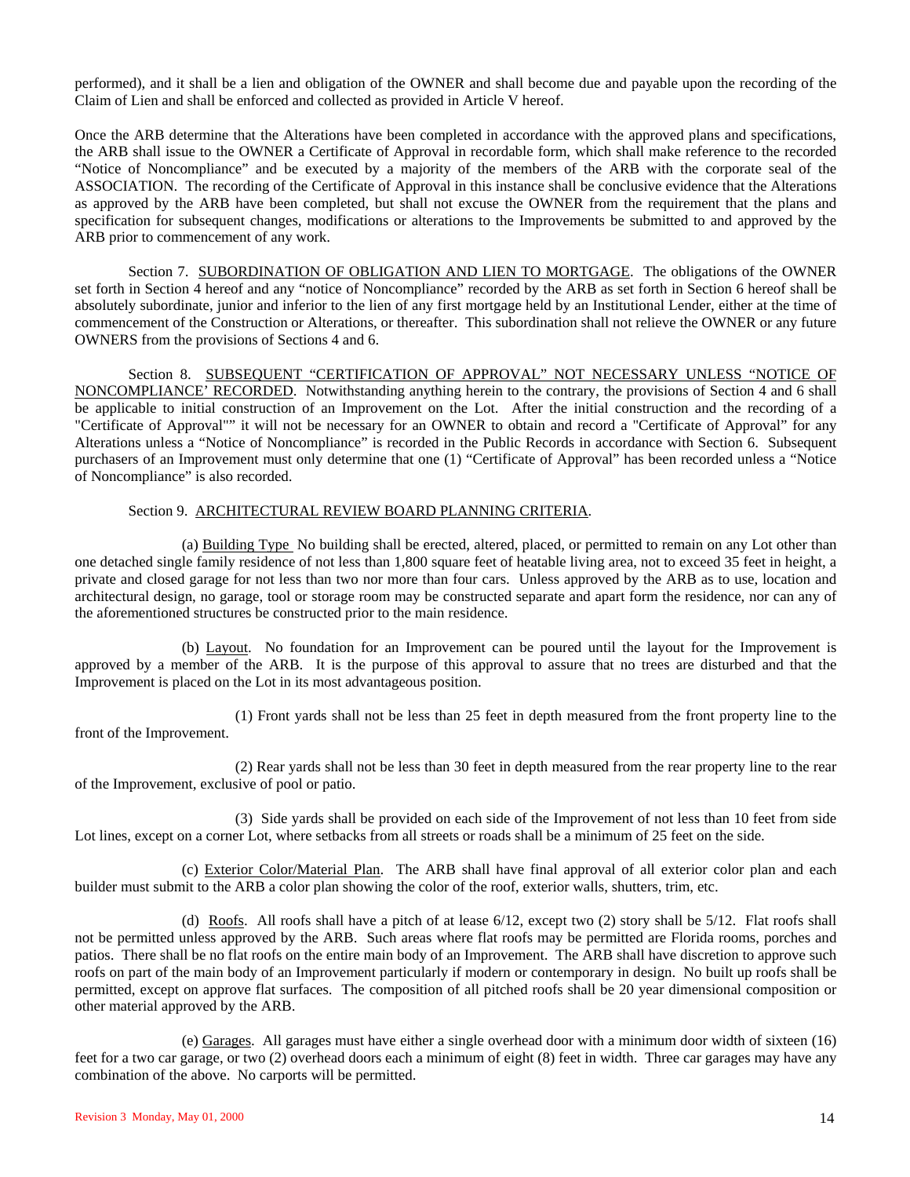performed), and it shall be a lien and obligation of the OWNER and shall become due and payable upon the recording of the Claim of Lien and shall be enforced and collected as provided in Article V hereof.

Once the ARB determine that the Alterations have been completed in accordance with the approved plans and specifications, the ARB shall issue to the OWNER a Certificate of Approval in recordable form, which shall make reference to the recorded "Notice of Noncompliance" and be executed by a majority of the members of the ARB with the corporate seal of the ASSOCIATION. The recording of the Certificate of Approval in this instance shall be conclusive evidence that the Alterations as approved by the ARB have been completed, but shall not excuse the OWNER from the requirement that the plans and specification for subsequent changes, modifications or alterations to the Improvements be submitted to and approved by the ARB prior to commencement of any work.

Section 7. SUBORDINATION OF OBLIGATION AND LIEN TO MORTGAGE. The obligations of the OWNER set forth in Section 4 hereof and any "notice of Noncompliance" recorded by the ARB as set forth in Section 6 hereof shall be absolutely subordinate, junior and inferior to the lien of any first mortgage held by an Institutional Lender, either at the time of commencement of the Construction or Alterations, or thereafter. This subordination shall not relieve the OWNER or any future OWNERS from the provisions of Sections 4 and 6.

Section 8. SUBSEQUENT "CERTIFICATION OF APPROVAL" NOT NECESSARY UNLESS "NOTICE OF NONCOMPLIANCE' RECORDED. Notwithstanding anything herein to the contrary, the provisions of Section 4 and 6 shall be applicable to initial construction of an Improvement on the Lot. After the initial construction and the recording of a "Certificate of Approval"" it will not be necessary for an OWNER to obtain and record a "Certificate of Approval" for any Alterations unless a "Notice of Noncompliance" is recorded in the Public Records in accordance with Section 6. Subsequent purchasers of an Improvement must only determine that one (1) "Certificate of Approval" has been recorded unless a "Notice of Noncompliance" is also recorded.

Section 9. ARCHITECTURAL REVIEW BOARD PLANNING CRITERIA.

(a) Building Type No building shall be erected, altered, placed, or permitted to remain on any Lot other than one detached single family residence of not less than 1,800 square feet of heatable living area, not to exceed 35 feet in height, a private and closed garage for not less than two nor more than four cars. Unless approved by the ARB as to use, location and architectural design, no garage, tool or storage room may be constructed separate and apart form the residence, nor can any of the aforementioned structures be constructed prior to the main residence.

(b) Layout. No foundation for an Improvement can be poured until the layout for the Improvement is approved by a member of the ARB. It is the purpose of this approval to assure that no trees are disturbed and that the Improvement is placed on the Lot in its most advantageous position.

(1) Front yards shall not be less than 25 feet in depth measured from the front property line to the front of the Improvement.

(2) Rear yards shall not be less than 30 feet in depth measured from the rear property line to the rear of the Improvement, exclusive of pool or patio.

(3) Side yards shall be provided on each side of the Improvement of not less than 10 feet from side Lot lines, except on a corner Lot, where setbacks from all streets or roads shall be a minimum of 25 feet on the side.

(c) Exterior Color/Material Plan. The ARB shall have final approval of all exterior color plan and each builder must submit to the ARB a color plan showing the color of the roof, exterior walls, shutters, trim, etc.

(d) Roofs. All roofs shall have a pitch of at lease 6/12, except two (2) story shall be 5/12. Flat roofs shall not be permitted unless approved by the ARB. Such areas where flat roofs may be permitted are Florida rooms, porches and patios. There shall be no flat roofs on the entire main body of an Improvement. The ARB shall have discretion to approve such roofs on part of the main body of an Improvement particularly if modern or contemporary in design. No built up roofs shall be permitted, except on approve flat surfaces. The composition of all pitched roofs shall be 20 year dimensional composition or other material approved by the ARB.

(e) Garages. All garages must have either a single overhead door with a minimum door width of sixteen (16) feet for a two car garage, or two (2) overhead doors each a minimum of eight (8) feet in width. Three car garages may have any combination of the above. No carports will be permitted.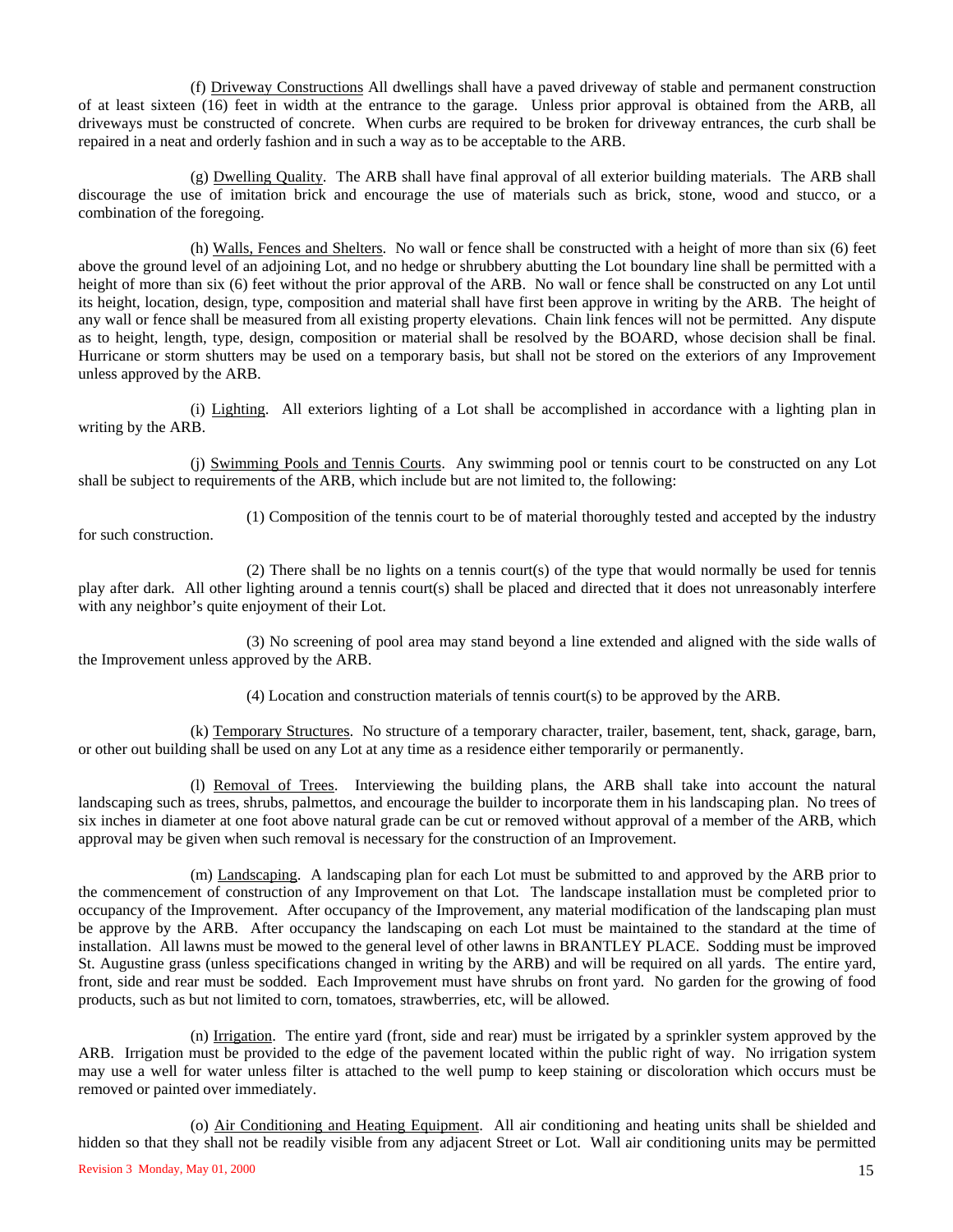(f) Driveway Constructions All dwellings shall have a paved driveway of stable and permanent construction of at least sixteen (16) feet in width at the entrance to the garage. Unless prior approval is obtained from the ARB, all driveways must be constructed of concrete. When curbs are required to be broken for driveway entrances, the curb shall be repaired in a neat and orderly fashion and in such a way as to be acceptable to the ARB.

(g) Dwelling Quality. The ARB shall have final approval of all exterior building materials. The ARB shall discourage the use of imitation brick and encourage the use of materials such as brick, stone, wood and stucco, or a combination of the foregoing.

(h) Walls, Fences and Shelters. No wall or fence shall be constructed with a height of more than six (6) feet above the ground level of an adjoining Lot, and no hedge or shrubbery abutting the Lot boundary line shall be permitted with a height of more than six (6) feet without the prior approval of the ARB. No wall or fence shall be constructed on any Lot until its height, location, design, type, composition and material shall have first been approve in writing by the ARB. The height of any wall or fence shall be measured from all existing property elevations. Chain link fences will not be permitted. Any dispute as to height, length, type, design, composition or material shall be resolved by the BOARD, whose decision shall be final. Hurricane or storm shutters may be used on a temporary basis, but shall not be stored on the exteriors of any Improvement unless approved by the ARB.

(i) Lighting. All exteriors lighting of a Lot shall be accomplished in accordance with a lighting plan in writing by the ARB.

(j) Swimming Pools and Tennis Courts. Any swimming pool or tennis court to be constructed on any Lot shall be subject to requirements of the ARB, which include but are not limited to, the following:

(1) Composition of the tennis court to be of material thoroughly tested and accepted by the industry for such construction.

(2) There shall be no lights on a tennis court(s) of the type that would normally be used for tennis play after dark. All other lighting around a tennis court(s) shall be placed and directed that it does not unreasonably interfere with any neighbor's quite enjoyment of their Lot.

(3) No screening of pool area may stand beyond a line extended and aligned with the side walls of the Improvement unless approved by the ARB.

(4) Location and construction materials of tennis court(s) to be approved by the ARB.

(k) Temporary Structures. No structure of a temporary character, trailer, basement, tent, shack, garage, barn, or other out building shall be used on any Lot at any time as a residence either temporarily or permanently.

(l) Removal of Trees. Interviewing the building plans, the ARB shall take into account the natural landscaping such as trees, shrubs, palmettos, and encourage the builder to incorporate them in his landscaping plan. No trees of six inches in diameter at one foot above natural grade can be cut or removed without approval of a member of the ARB, which approval may be given when such removal is necessary for the construction of an Improvement.

(m) Landscaping. A landscaping plan for each Lot must be submitted to and approved by the ARB prior to the commencement of construction of any Improvement on that Lot. The landscape installation must be completed prior to occupancy of the Improvement. After occupancy of the Improvement, any material modification of the landscaping plan must be approve by the ARB. After occupancy the landscaping on each Lot must be maintained to the standard at the time of installation. All lawns must be mowed to the general level of other lawns in BRANTLEY PLACE. Sodding must be improved St. Augustine grass (unless specifications changed in writing by the ARB) and will be required on all yards. The entire yard, front, side and rear must be sodded. Each Improvement must have shrubs on front yard. No garden for the growing of food products, such as but not limited to corn, tomatoes, strawberries, etc, will be allowed.

(n) Irrigation. The entire yard (front, side and rear) must be irrigated by a sprinkler system approved by the ARB. Irrigation must be provided to the edge of the pavement located within the public right of way. No irrigation system may use a well for water unless filter is attached to the well pump to keep staining or discoloration which occurs must be removed or painted over immediately.

(o) Air Conditioning and Heating Equipment. All air conditioning and heating units shall be shielded and hidden so that they shall not be readily visible from any adjacent Street or Lot. Wall air conditioning units may be permitted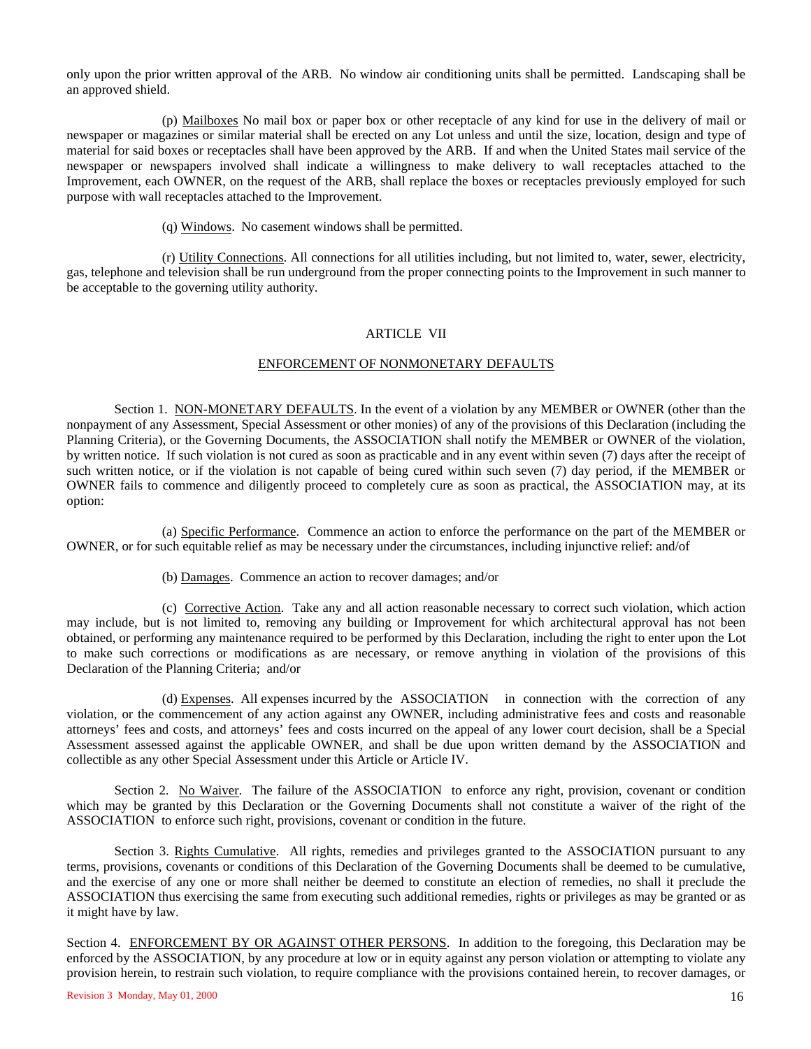only upon the prior written approval of the ARB. No window air conditioning units shall be permitted. Landscaping shall be an approved shield.

(p) Mailboxes No mail box or paper box or other receptacle of any kind for use in the delivery of mail or newspaper or magazines or similar material shall be erected on any Lot unless and until the size, location, design and type of material for said boxes or receptacles shall have been approved by the ARB. If and when the United States mail service of the newspaper or newspapers involved shall indicate a willingness to make delivery to wall receptacles attached to the Improvement, each OWNER, on the request of the ARB, shall replace the boxes or receptacles previously employed for such purpose with wall receptacles attached to the Improvement.

(q) Windows. No casement windows shall be permitted.

(r) Utility Connections. All connections for all utilities including, but not limited to, water, sewer, electricity, gas, telephone and television shall be run underground from the proper connecting points to the Improvement in such manner to be acceptable to the governing utility authority.

## ARTICLE VII

## ENFORCEMENT OF NONMONETARY DEFAULTS

Section 1. NON-MONETARY DEFAULTS. In the event of a violation by any MEMBER or OWNER (other than the nonpayment of any Assessment, Special Assessment or other monies) of any of the provisions of this Declaration (including the Planning Criteria), or the Governing Documents, the ASSOCIATION shall notify the MEMBER or OWNER of the violation, by written notice. If such violation is not cured as soon as practicable and in any event within seven (7) days after the receipt of such written notice, or if the violation is not capable of being cured within such seven (7) day period, if the MEMBER or OWNER fails to commence and diligently proceed to completely cure as soon as practical, the ASSOCIATION may, at its option:

(a) Specific Performance. Commence an action to enforce the performance on the part of the MEMBER or OWNER, or for such equitable relief as may be necessary under the circumstances, including injunctive relief: and/of

(b) Damages. Commence an action to recover damages; and/or

(c) Corrective Action. Take any and all action reasonable necessary to correct such violation, which action may include, but is not limited to, removing any building or Improvement for which architectural approval has not been obtained, or performing any maintenance required to be performed by this Declaration, including the right to enter upon the Lot to make such corrections or modifications as are necessary, or remove anything in violation of the provisions of this Declaration of the Planning Criteria; and/or

(d) Expenses. All expenses incurred by the ASSOCIATION in connection with the correction of any violation, or the commencement of any action against any OWNER, including administrative fees and costs and reasonable attorneys' fees and costs, and attorneys' fees and costs incurred on the appeal of any lower court decision, shall be a Special Assessment assessed against the applicable OWNER, and shall be due upon written demand by the ASSOCIATION and collectible as any other Special Assessment under this Article or Article IV.

Section 2. No Waiver. The failure of the ASSOCIATION to enforce any right, provision, covenant or condition which may be granted by this Declaration or the Governing Documents shall not constitute a waiver of the right of the ASSOCIATION to enforce such right, provisions, covenant or condition in the future.

Section 3. Rights Cumulative. All rights, remedies and privileges granted to the ASSOCIATION pursuant to any terms, provisions, covenants or conditions of this Declaration of the Governing Documents shall be deemed to be cumulative, and the exercise of any one or more shall neither be deemed to constitute an election of remedies, no shall it preclude the ASSOCIATION thus exercising the same from executing such additional remedies, rights or privileges as may be granted or as it might have by law.

Section 4. ENFORCEMENT BY OR AGAINST OTHER PERSONS. In addition to the foregoing, this Declaration may be enforced by the ASSOCIATION, by any procedure at low or in equity against any person violation or attempting to violate any provision herein, to restrain such violation, to require compliance with the provisions contained herein, to recover damages, or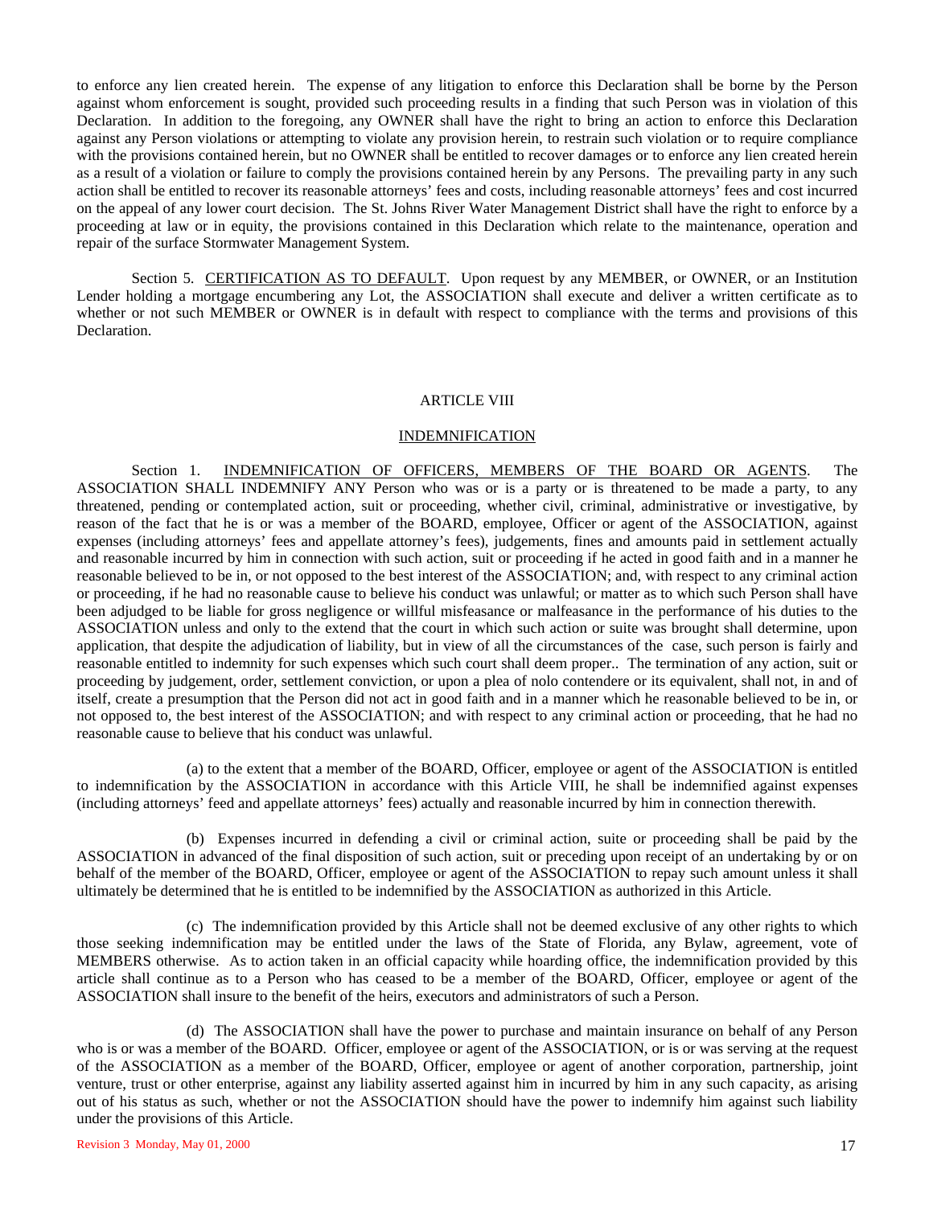to enforce any lien created herein. The expense of any litigation to enforce this Declaration shall be borne by the Person against whom enforcement is sought, provided such proceeding results in a finding that such Person was in violation of this Declaration. In addition to the foregoing, any OWNER shall have the right to bring an action to enforce this Declaration against any Person violations or attempting to violate any provision herein, to restrain such violation or to require compliance with the provisions contained herein, but no OWNER shall be entitled to recover damages or to enforce any lien created herein as a result of a violation or failure to comply the provisions contained herein by any Persons. The prevailing party in any such action shall be entitled to recover its reasonable attorneys' fees and costs, including reasonable attorneys' fees and cost incurred on the appeal of any lower court decision. The St. Johns River Water Management District shall have the right to enforce by a proceeding at law or in equity, the provisions contained in this Declaration which relate to the maintenance, operation and repair of the surface Stormwater Management System.

Section 5. CERTIFICATION AS TO DEFAULT. Upon request by any MEMBER, or OWNER, or an Institution Lender holding a mortgage encumbering any Lot, the ASSOCIATION shall execute and deliver a written certificate as to whether or not such MEMBER or OWNER is in default with respect to compliance with the terms and provisions of this Declaration.

## ARTICLE VIII

## INDEMNIFICATION

Section 1. INDEMNIFICATION OF OFFICERS, MEMBERS OF THE BOARD OR AGENTS. The ASSOCIATION SHALL INDEMNIFY ANY Person who was or is a party or is threatened to be made a party, to any threatened, pending or contemplated action, suit or proceeding, whether civil, criminal, administrative or investigative, by reason of the fact that he is or was a member of the BOARD, employee, Officer or agent of the ASSOCIATION, against expenses (including attorneys' fees and appellate attorney's fees), judgements, fines and amounts paid in settlement actually and reasonable incurred by him in connection with such action, suit or proceeding if he acted in good faith and in a manner he reasonable believed to be in, or not opposed to the best interest of the ASSOCIATION; and, with respect to any criminal action or proceeding, if he had no reasonable cause to believe his conduct was unlawful; or matter as to which such Person shall have been adjudged to be liable for gross negligence or willful misfeasance or malfeasance in the performance of his duties to the ASSOCIATION unless and only to the extend that the court in which such action or suite was brought shall determine, upon application, that despite the adjudication of liability, but in view of all the circumstances of the case, such person is fairly and reasonable entitled to indemnity for such expenses which such court shall deem proper.. The termination of any action, suit or proceeding by judgement, order, settlement conviction, or upon a plea of nolo contendere or its equivalent, shall not, in and of itself, create a presumption that the Person did not act in good faith and in a manner which he reasonable believed to be in, or not opposed to, the best interest of the ASSOCIATION; and with respect to any criminal action or proceeding, that he had no reasonable cause to believe that his conduct was unlawful.

(a) to the extent that a member of the BOARD, Officer, employee or agent of the ASSOCIATION is entitled to indemnification by the ASSOCIATION in accordance with this Article VIII, he shall be indemnified against expenses (including attorneys' feed and appellate attorneys' fees) actually and reasonable incurred by him in connection therewith.

(b) Expenses incurred in defending a civil or criminal action, suite or proceeding shall be paid by the ASSOCIATION in advanced of the final disposition of such action, suit or preceding upon receipt of an undertaking by or on behalf of the member of the BOARD, Officer, employee or agent of the ASSOCIATION to repay such amount unless it shall ultimately be determined that he is entitled to be indemnified by the ASSOCIATION as authorized in this Article.

(c) The indemnification provided by this Article shall not be deemed exclusive of any other rights to which those seeking indemnification may be entitled under the laws of the State of Florida, any Bylaw, agreement, vote of MEMBERS otherwise. As to action taken in an official capacity while hoarding office, the indemnification provided by this article shall continue as to a Person who has ceased to be a member of the BOARD, Officer, employee or agent of the ASSOCIATION shall insure to the benefit of the heirs, executors and administrators of such a Person.

(d) The ASSOCIATION shall have the power to purchase and maintain insurance on behalf of any Person who is or was a member of the BOARD. Officer, employee or agent of the ASSOCIATION, or is or was serving at the request of the ASSOCIATION as a member of the BOARD, Officer, employee or agent of another corporation, partnership, joint venture, trust or other enterprise, against any liability asserted against him in incurred by him in any such capacity, as arising out of his status as such, whether or not the ASSOCIATION should have the power to indemnify him against such liability under the provisions of this Article.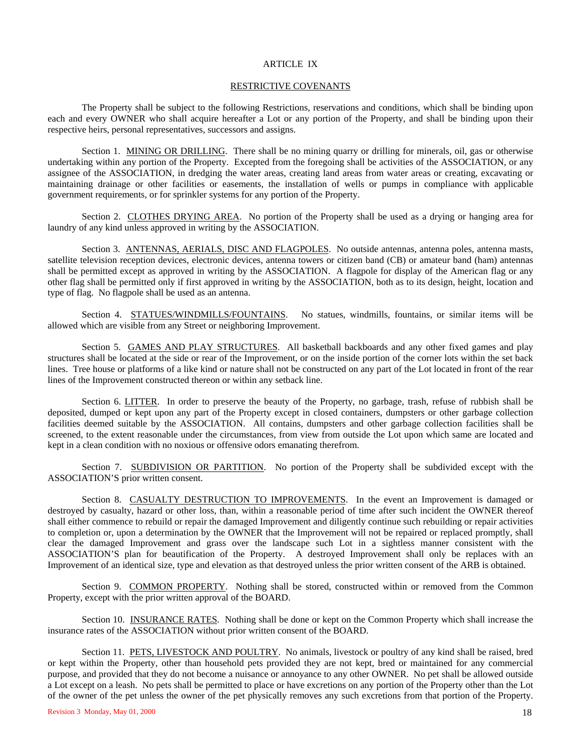## ARTICLE IX

## RESTRICTIVE COVENANTS

The Property shall be subject to the following Restrictions, reservations and conditions, which shall be binding upon each and every OWNER who shall acquire hereafter a Lot or any portion of the Property, and shall be binding upon their respective heirs, personal representatives, successors and assigns.

Section 1. MINING OR DRILLING. There shall be no mining quarry or drilling for minerals, oil, gas or otherwise undertaking within any portion of the Property. Excepted from the foregoing shall be activities of the ASSOCIATION, or any assignee of the ASSOCIATION, in dredging the water areas, creating land areas from water areas or creating, excavating or maintaining drainage or other facilities or easements, the installation of wells or pumps in compliance with applicable government requirements, or for sprinkler systems for any portion of the Property.

Section 2. CLOTHES DRYING AREA. No portion of the Property shall be used as a drying or hanging area for laundry of any kind unless approved in writing by the ASSOCIATION.

Section 3. ANTENNAS, AERIALS, DISC AND FLAGPOLES. No outside antennas, antenna poles, antenna masts, satellite television reception devices, electronic devices, antenna towers or citizen band (CB) or amateur band (ham) antennas shall be permitted except as approved in writing by the ASSOCIATION. A flagpole for display of the American flag or any other flag shall be permitted only if first approved in writing by the ASSOCIATION, both as to its design, height, location and type of flag. No flagpole shall be used as an antenna.

Section 4. STATUES/WINDMILLS/FOUNTAINS. No statues, windmills, fountains, or similar items will be allowed which are visible from any Street or neighboring Improvement.

Section 5. GAMES AND PLAY STRUCTURES. All basketball backboards and any other fixed games and play structures shall be located at the side or rear of the Improvement, or on the inside portion of the corner lots within the set back lines. Tree house or platforms of a like kind or nature shall not be constructed on any part of the Lot located in front of the rear lines of the Improvement constructed thereon or within any setback line.

Section 6. LITTER. In order to preserve the beauty of the Property, no garbage, trash, refuse of rubbish shall be deposited, dumped or kept upon any part of the Property except in closed containers, dumpsters or other garbage collection facilities deemed suitable by the ASSOCIATION. All contains, dumpsters and other garbage collection facilities shall be screened, to the extent reasonable under the circumstances, from view from outside the Lot upon which same are located and kept in a clean condition with no noxious or offensive odors emanating therefrom.

Section 7. SUBDIVISION OR PARTITION. No portion of the Property shall be subdivided except with the ASSOCIATION'S prior written consent.

Section 8. CASUALTY DESTRUCTION TO IMPROVEMENTS. In the event an Improvement is damaged or destroyed by casualty, hazard or other loss, than, within a reasonable period of time after such incident the OWNER thereof shall either commence to rebuild or repair the damaged Improvement and diligently continue such rebuilding or repair activities to completion or, upon a determination by the OWNER that the Improvement will not be repaired or replaced promptly, shall clear the damaged Improvement and grass over the landscape such Lot in a sightless manner consistent with the ASSOCIATION'S plan for beautification of the Property. A destroyed Improvement shall only be replaces with an Improvement of an identical size, type and elevation as that destroyed unless the prior written consent of the ARB is obtained.

Section 9. COMMON PROPERTY. Nothing shall be stored, constructed within or removed from the Common Property, except with the prior written approval of the BOARD.

Section 10. INSURANCE RATES. Nothing shall be done or kept on the Common Property which shall increase the insurance rates of the ASSOCIATION without prior written consent of the BOARD.

Section 11. PETS, LIVESTOCK AND POULTRY. No animals, livestock or poultry of any kind shall be raised, bred or kept within the Property, other than household pets provided they are not kept, bred or maintained for any commercial purpose, and provided that they do not become a nuisance or annoyance to any other OWNER. No pet shall be allowed outside a Lot except on a leash. No pets shall be permitted to place or have excretions on any portion of the Property other than the Lot of the owner of the pet unless the owner of the pet physically removes any such excretions from that portion of the Property.

Revision 3 Monday, May 01, 2000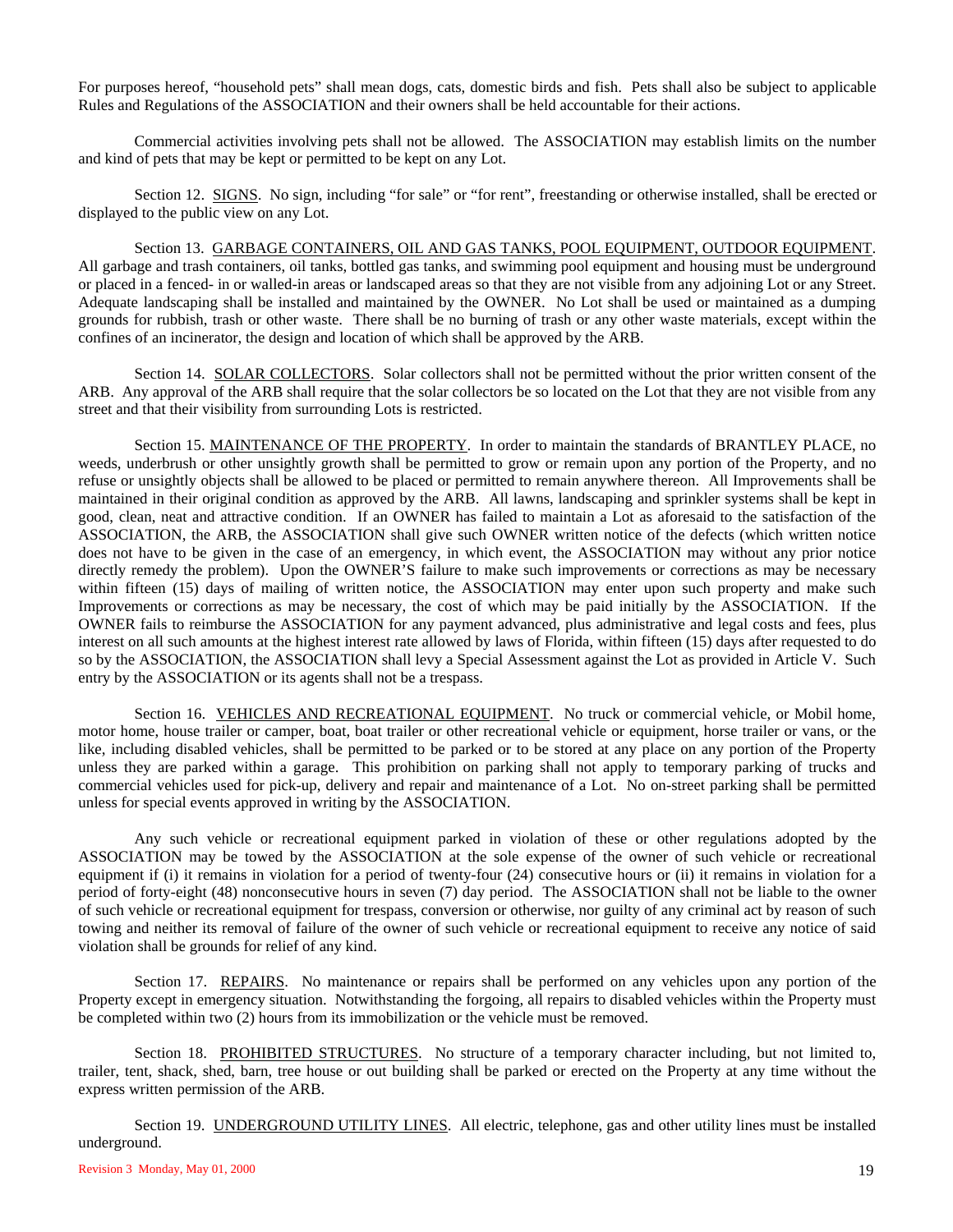For purposes hereof, "household pets" shall mean dogs, cats, domestic birds and fish. Pets shall also be subject to applicable Rules and Regulations of the ASSOCIATION and their owners shall be held accountable for their actions.

Commercial activities involving pets shall not be allowed. The ASSOCIATION may establish limits on the number and kind of pets that may be kept or permitted to be kept on any Lot.

Section 12. SIGNS. No sign, including "for sale" or "for rent", freestanding or otherwise installed, shall be erected or displayed to the public view on any Lot.

Section 13. GARBAGE CONTAINERS, OIL AND GAS TANKS, POOL EQUIPMENT, OUTDOOR EQUIPMENT. All garbage and trash containers, oil tanks, bottled gas tanks, and swimming pool equipment and housing must be underground or placed in a fenced- in or walled-in areas or landscaped areas so that they are not visible from any adjoining Lot or any Street. Adequate landscaping shall be installed and maintained by the OWNER. No Lot shall be used or maintained as a dumping grounds for rubbish, trash or other waste. There shall be no burning of trash or any other waste materials, except within the confines of an incinerator, the design and location of which shall be approved by the ARB.

Section 14. SOLAR COLLECTORS. Solar collectors shall not be permitted without the prior written consent of the ARB. Any approval of the ARB shall require that the solar collectors be so located on the Lot that they are not visible from any street and that their visibility from surrounding Lots is restricted.

Section 15. MAINTENANCE OF THE PROPERTY. In order to maintain the standards of BRANTLEY PLACE, no weeds, underbrush or other unsightly growth shall be permitted to grow or remain upon any portion of the Property, and no refuse or unsightly objects shall be allowed to be placed or permitted to remain anywhere thereon. All Improvements shall be maintained in their original condition as approved by the ARB. All lawns, landscaping and sprinkler systems shall be kept in good, clean, neat and attractive condition. If an OWNER has failed to maintain a Lot as aforesaid to the satisfaction of the ASSOCIATION, the ARB, the ASSOCIATION shall give such OWNER written notice of the defects (which written notice does not have to be given in the case of an emergency, in which event, the ASSOCIATION may without any prior notice directly remedy the problem). Upon the OWNER'S failure to make such improvements or corrections as may be necessary within fifteen (15) days of mailing of written notice, the ASSOCIATION may enter upon such property and make such Improvements or corrections as may be necessary, the cost of which may be paid initially by the ASSOCIATION. If the OWNER fails to reimburse the ASSOCIATION for any payment advanced, plus administrative and legal costs and fees, plus interest on all such amounts at the highest interest rate allowed by laws of Florida, within fifteen (15) days after requested to do so by the ASSOCIATION, the ASSOCIATION shall levy a Special Assessment against the Lot as provided in Article V. Such entry by the ASSOCIATION or its agents shall not be a trespass.

Section 16. VEHICLES AND RECREATIONAL EQUIPMENT. No truck or commercial vehicle, or Mobil home, motor home, house trailer or camper, boat, boat trailer or other recreational vehicle or equipment, horse trailer or vans, or the like, including disabled vehicles, shall be permitted to be parked or to be stored at any place on any portion of the Property unless they are parked within a garage. This prohibition on parking shall not apply to temporary parking of trucks and commercial vehicles used for pick-up, delivery and repair and maintenance of a Lot. No on-street parking shall be permitted unless for special events approved in writing by the ASSOCIATION.

Any such vehicle or recreational equipment parked in violation of these or other regulations adopted by the ASSOCIATION may be towed by the ASSOCIATION at the sole expense of the owner of such vehicle or recreational equipment if (i) it remains in violation for a period of twenty-four (24) consecutive hours or (ii) it remains in violation for a period of forty-eight (48) nonconsecutive hours in seven (7) day period. The ASSOCIATION shall not be liable to the owner of such vehicle or recreational equipment for trespass, conversion or otherwise, nor guilty of any criminal act by reason of such towing and neither its removal of failure of the owner of such vehicle or recreational equipment to receive any notice of said violation shall be grounds for relief of any kind.

Section 17. REPAIRS. No maintenance or repairs shall be performed on any vehicles upon any portion of the Property except in emergency situation. Notwithstanding the forgoing, all repairs to disabled vehicles within the Property must be completed within two (2) hours from its immobilization or the vehicle must be removed.

Section 18. PROHIBITED STRUCTURES. No structure of a temporary character including, but not limited to, trailer, tent, shack, shed, barn, tree house or out building shall be parked or erected on the Property at any time without the express written permission of the ARB.

Section 19. UNDERGROUND UTILITY LINES. All electric, telephone, gas and other utility lines must be installed underground.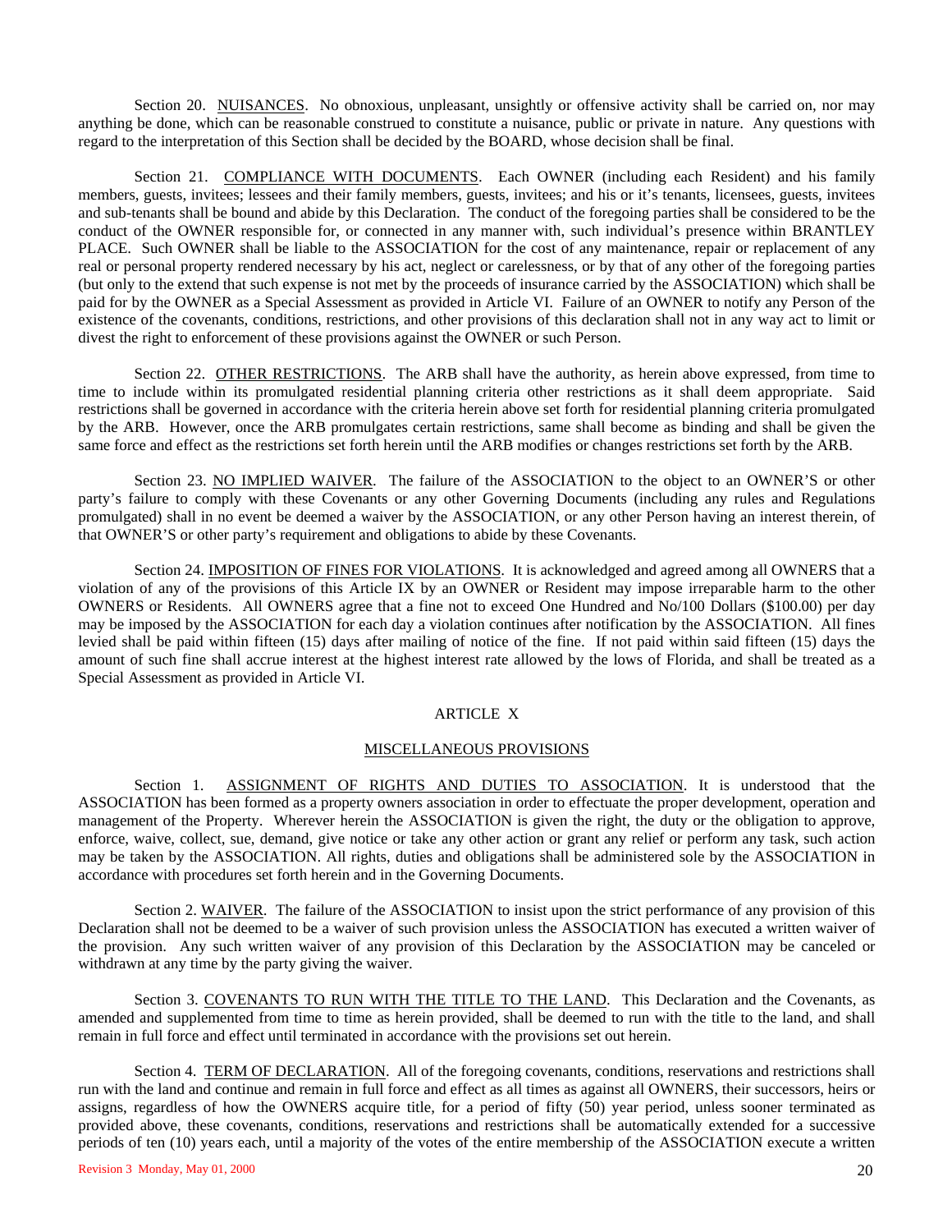Section 20. <u>NUISANCES</u>. No obnoxious, unpleasant, unsightly or offensive activity shall be carried on, nor may anything be done, which can be reasonable construed to constitute a nuisance, public or private in nature. Any questions with regard to the interpretation of this Section shall be decided by the BOARD, whose decision shall be final.

Section 21. <u>COMPLIANCE WITH DOCUMENTS</u>. Each OWNER (including each Resident) and his family members, guests, invitees; lessees and their family members, guests, invitees; and his or it's tenants, licensees, guests, invitees and sub-tenants shall be bound and abide by this Declaration. The conduct of the foregoing parties shall be considered to be the conduct of the OWNER responsible for, or connected in any manner with, such individual's presence within BRANTLEY PLACE. Such OWNER shall be liable to the ASSOCIATION for the cost of any maintenance, repair or replacement of any real or personal property rendered necessary by his act, neglect or carelessness, or by that of any other of the foregoing parties (but only to the extend that such expense is not met by the proceeds of insurance carried by the ASSOCIATION) which shall be paid for by the OWNER as a Special Assessment as provided in Article VI. Failure of an OWNER to notify any Person of the existence of the covenants, conditions, restrictions, and other provisions of this declaration shall not in any way act to limit or divest the right to enforcement of these provisions against the OWNER or such Person.

Section 22. <u>OTHER RESTRICTIONS</u>. The ARB shall have the authority, as herein above expressed, from time to time to include within its promulgated residential planning criteria other restrictions as it shall deem appropriate. Said restrictions shall be governed in accordance with the criteria herein above set forth for residential planning criteria promulgated by the ARB. However, once the ARB promulgates certain restrictions, same shall become as binding and shall be given the same force and effect as the restrictions set forth herein until the ARB modifies or changes restrictions set forth by the ARB.

Section 23. <u>NO IMPLIED WAIVER</u>. The failure of the ASSOCIATION to the object to an OWNER'S or other party's failure to comply with these Covenants or any other Governing Documents (including any rules and Regulations promulgated) shall in no event be deemed a waiver by the ASSOCIATION, or any other Person having an interest therein, of that OWNER'S or other party's requirement and obligations to abide by these Covenants.

Section 24. <u>IMPOSITION OF FINES FOR VIOLATIONS</u>. It is acknowledged and agreed among all OWNERS that a violation of any of the provisions of this Article IX by an OWNER or Resident may impose irreparable harm to the other OWNERS or Residents. All OWNERS agree that a fine not to exceed One Hundred and No/100 Dollars ($100.00) per day may be imposed by the ASSOCIATION for each day a violation continues after notification by the ASSOCIATION. All fines levied shall be paid within fifteen (15) days after mailing of notice of the fine. If not paid within said fifteen (15) days the amount of such fine shall accrue interest at the highest interest rate allowed by the lows of Florida, and shall be treated as a Special Assessment as provided in Article VI.

## ARTICLE X

## <u>MISCELLANEOUS PROVISIONS</u>

Section 1. <u>ASSIGNMENT OF RIGHTS AND DUTIES TO ASSOCIATION</u>. It is understood that the ASSOCIATION has been formed as a property owners association in order to effectuate the proper development, operation and management of the Property. Wherever herein the ASSOCIATION is given the right, the duty or the obligation to approve, enforce, waive, collect, sue, demand, give notice or take any other action or grant any relief or perform any task, such action may be taken by the ASSOCIATION. All rights, duties and obligations shall be administered sole by the ASSOCIATION in accordance with procedures set forth herein and in the Governing Documents.

Section 2. <u>WAIVER</u>. The failure of the ASSOCIATION to insist upon the strict performance of any provision of this Declaration shall not be deemed to be a waiver of such provision unless the ASSOCIATION has executed a written waiver of the provision. Any such written waiver of any provision of this Declaration by the ASSOCIATION may be canceled or withdrawn at any time by the party giving the waiver.

Section 3. <u>COVENANTS TO RUN WITH THE TITLE TO THE LAND</u>. This Declaration and the Covenants, as amended and supplemented from time to time as herein provided, shall be deemed to run with the title to the land, and shall remain in full force and effect until terminated in accordance with the provisions set out herein.

Section 4. <u>TERM OF DECLARATION</u>. All of the foregoing covenants, conditions, reservations and restrictions shall run with the land and continue and remain in full force and effect as all times as against all OWNERS, their successors, heirs or assigns, regardless of how the OWNERS acquire title, for a period of fifty (50) year period, unless sooner terminated as provided above, these covenants, conditions, reservations and restrictions shall be automatically extended for a successive periods of ten (10) years each, until a majority of the votes of the entire membership of the ASSOCIATION execute a written

Revision 3 Monday, May 01, 2000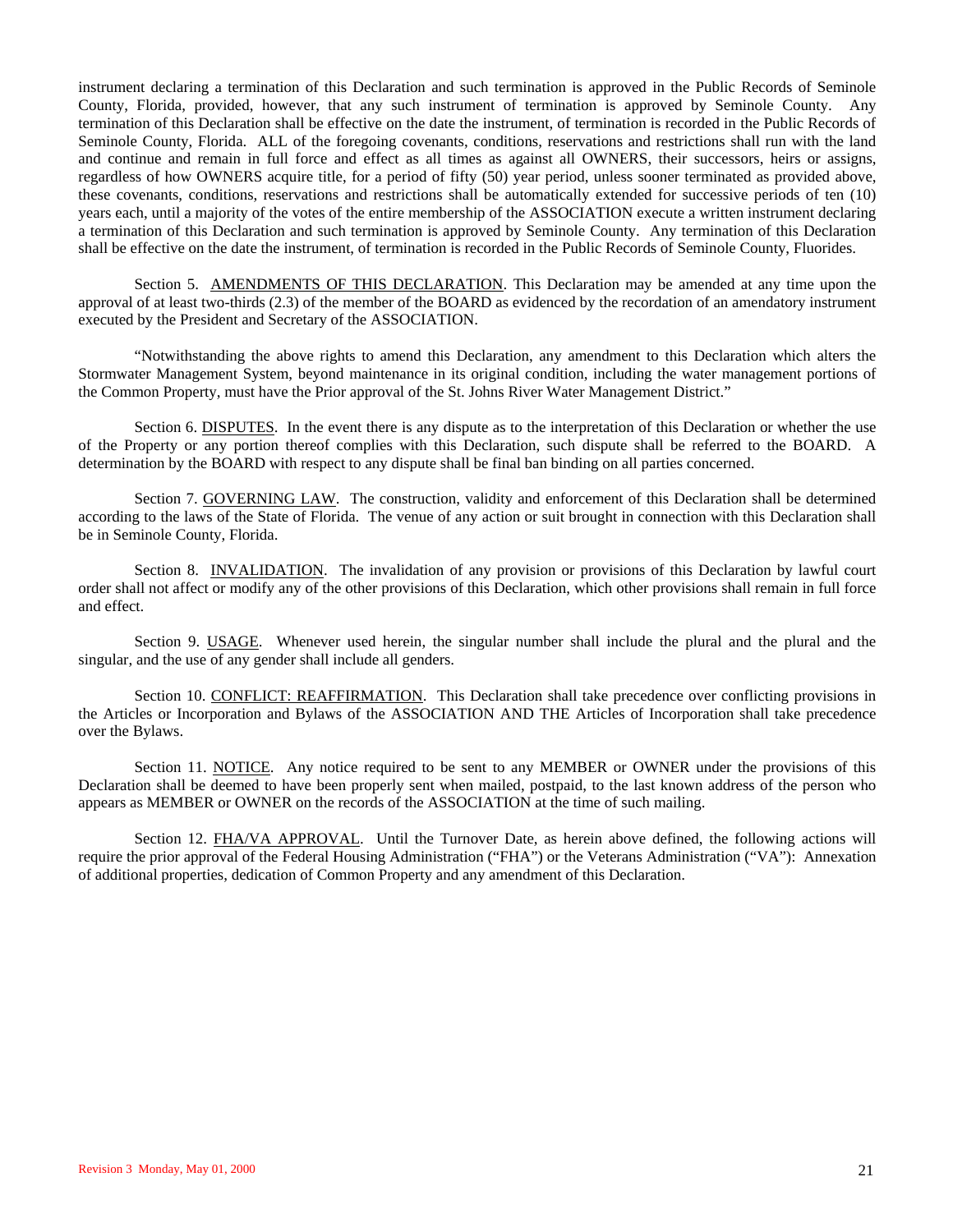instrument declaring a termination of this Declaration and such termination is approved in the Public Records of Seminole County, Florida, provided, however, that any such instrument of termination is approved by Seminole County. Any termination of this Declaration shall be effective on the date the instrument, of termination is recorded in the Public Records of Seminole County, Florida. ALL of the foregoing covenants, conditions, reservations and restrictions shall run with the land and continue and remain in full force and effect as all times as against all OWNERS, their successors, heirs or assigns, regardless of how OWNERS acquire title, for a period of fifty (50) year period, unless sooner terminated as provided above, these covenants, conditions, reservations and restrictions shall be automatically extended for successive periods of ten (10) years each, until a majority of the votes of the entire membership of the ASSOCIATION execute a written instrument declaring a termination of this Declaration and such termination is approved by Seminole County. Any termination of this Declaration shall be effective on the date the instrument, of termination is recorded in the Public Records of Seminole County, Fluorides.

Section 5. <u>AMENDMENTS OF THIS DECLARATION</u>. This Declaration may be amended at any time upon the approval of at least two-thirds (2.3) of the member of the BOARD as evidenced by the recordation of an amendatory instrument executed by the President and Secretary of the ASSOCIATION.

"Notwithstanding the above rights to amend this Declaration, any amendment to this Declaration which alters the Stormwater Management System, beyond maintenance in its original condition, including the water management portions of the Common Property, must have the Prior approval of the St. Johns River Water Management District."

Section 6. <u>DISPUTES</u>. In the event there is any dispute as to the interpretation of this Declaration or whether the use of the Property or any portion thereof complies with this Declaration, such dispute shall be referred to the BOARD. A determination by the BOARD with respect to any dispute shall be final ban binding on all parties concerned.

Section 7. <u>GOVERNING LAW</u>. The construction, validity and enforcement of this Declaration shall be determined according to the laws of the State of Florida. The venue of any action or suit brought in connection with this Declaration shall be in Seminole County, Florida.

Section 8. <u>INVALIDATION</u>. The invalidation of any provision or provisions of this Declaration by lawful court order shall not affect or modify any of the other provisions of this Declaration, which other provisions shall remain in full force and effect.

Section 9. <u>USAGE</u>. Whenever used herein, the singular number shall include the plural and the plural and the singular, and the use of any gender shall include all genders.

Section 10. <u>CONFLICT: REAFFIRMATION</u>. This Declaration shall take precedence over conflicting provisions in the Articles or Incorporation and Bylaws of the ASSOCIATION AND THE Articles of Incorporation shall take precedence over the Bylaws.

Section 11. <u>NOTICE</u>. Any notice required to be sent to any MEMBER or OWNER under the provisions of this Declaration shall be deemed to have been properly sent when mailed, postpaid, to the last known address of the person who appears as MEMBER or OWNER on the records of the ASSOCIATION at the time of such mailing.

Section 12. <u>FHA/VA APPROVAL</u>. Until the Turnover Date, as herein above defined, the following actions will require the prior approval of the Federal Housing Administration ("FHA") or the Veterans Administration ("VA"): Annexation of additional properties, dedication of Common Property and any amendment of this Declaration.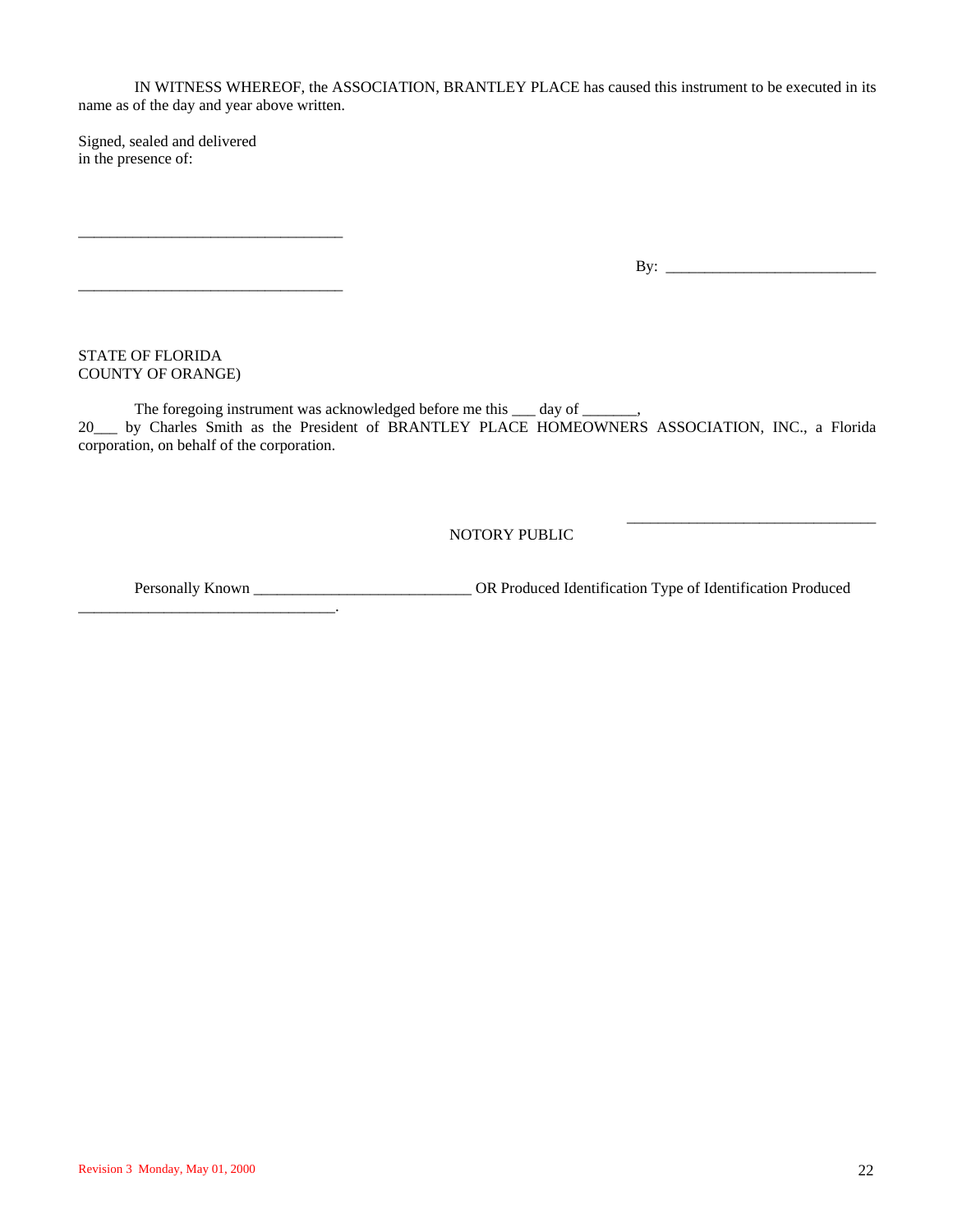IN WITNESS WHEREOF, the ASSOCIATION, BRANTLEY PLACE has caused this instrument to be executed in its name as of the day and year above written.

Signed, sealed and delivered
in the presence of:

_________________________________

_________________________________ By: __________________________

STATE OF FLORIDA
COUNTY OF ORANGE)

The foregoing instrument was acknowledged before me this ___ day of _______, 20___ by Charles Smith as the President of BRANTLEY PLACE HOMEOWNERS ASSOCIATION, INC., a Florida corporation, on behalf of the corporation.

_______________________________

NOTORY PUBLIC

Personally Known ___________________________ OR Produced Identification Type of Identification Produced _________________________________.

Revision 3 Monday, May 01, 2000